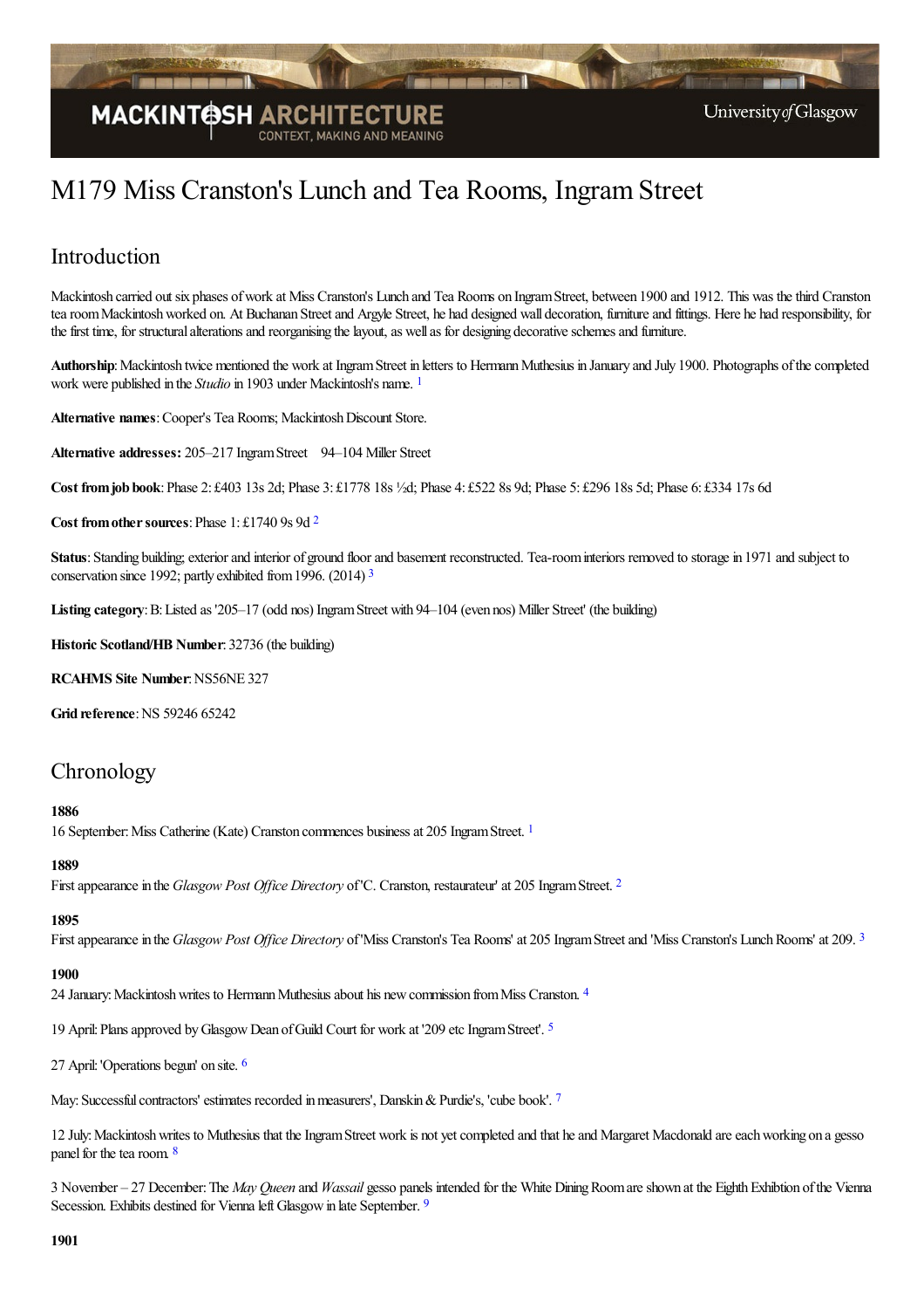# M179 Miss Cranston's Lunch and Tea Rooms, Ingram Street

## Introduction

Mackintosh carried out six phases of work at Miss Cranston's Lunch and Tea Rooms on Ingram Street, between 1900 and 1912. This was the third Cranston tea room Mackintosh worked on. At Buchanan Street and Argyle Street, he had designed wall decoration, furniture and fittings. Here he had responsibility, for the first time, for structural alterations and reorganising the layout, as well as for designing decorative schemes and furniture.

**Authorship**: Mackintosh twice mentioned the work at Ingram Street in letters to Hermann Muthesius in January and July 1900. Photographs of the completed work were published in the *Studio* in 1903 under Mackintosh's name. [1]

**Alternative names**: Cooper's Tea Rooms; Mackintosh Discount Store.

**Alternative addresses:** 205–217 Ingram Street 94–104 Miller Street

**Cost from job book**: Phase 2: £403 13s 2d; Phase 3: £1778 18s ½d; Phase 4: £522 8s 9d; Phase 5: £296 18s 5d; Phase 6: £334 17s 6d

**Cost from other sources**: Phase 1: £1740 9s 9d [2]

**Status**: Standing building; exterior and interior of ground floor and basement reconstructed. Tea-room interiors removed to storage in 1971 and subject to conservation since 1992; partly exhibited from 1996. (2014) [3]

**Listing category**: B: Listed as '205–17 (odd nos) Ingram Street with 94–104 (even nos) Miller Street' (the building)

**Historic Scotland/HB Number**: 32736 (the building)

**RCAHMS Site Number**: NS56NE 327

**Grid reference**: NS 59246 65242

## Chronology

**1886**

16 September: Miss Catherine (Kate) Cranston commences business at 205 Ingram Street. [1]

**1889**

First appearance in the *Glasgow Post Office Directory* of 'C. Cranston, restaurateur' at 205 Ingram Street. [2]

**1895**

First appearance in the *Glasgow Post Office Directory* of 'Miss Cranston's Tea Rooms' at 205 Ingram Street and 'Miss Cranston's Lunch Rooms' at 209. [3]

**1900**

24 January: Mackintosh writes to Hermann Muthesius about his new commission from Miss Cranston. [4]

19 April: Plans approved by Glasgow Dean of Guild Court for work at '209 etc Ingram Street'. [5]

27 April: 'Operations begun' on site. [6]

May: Successful contractors' estimates recorded in measurers', Danskin & Purdie's, 'cube book'. [7]

12 July: Mackintosh writes to Muthesius that the Ingram Street work is not yet completed and that he and Margaret Macdonald are each working on a gesso panel for the tea room. [8]

3 November – 27 December: The *May Queen* and *Wassail* gesso panels intended for the White Dining Room are shown at the Eighth Exhibition of the Vienna Secession. Exhibits destined for Vienna left Glasgow in late September. [9]

**1901**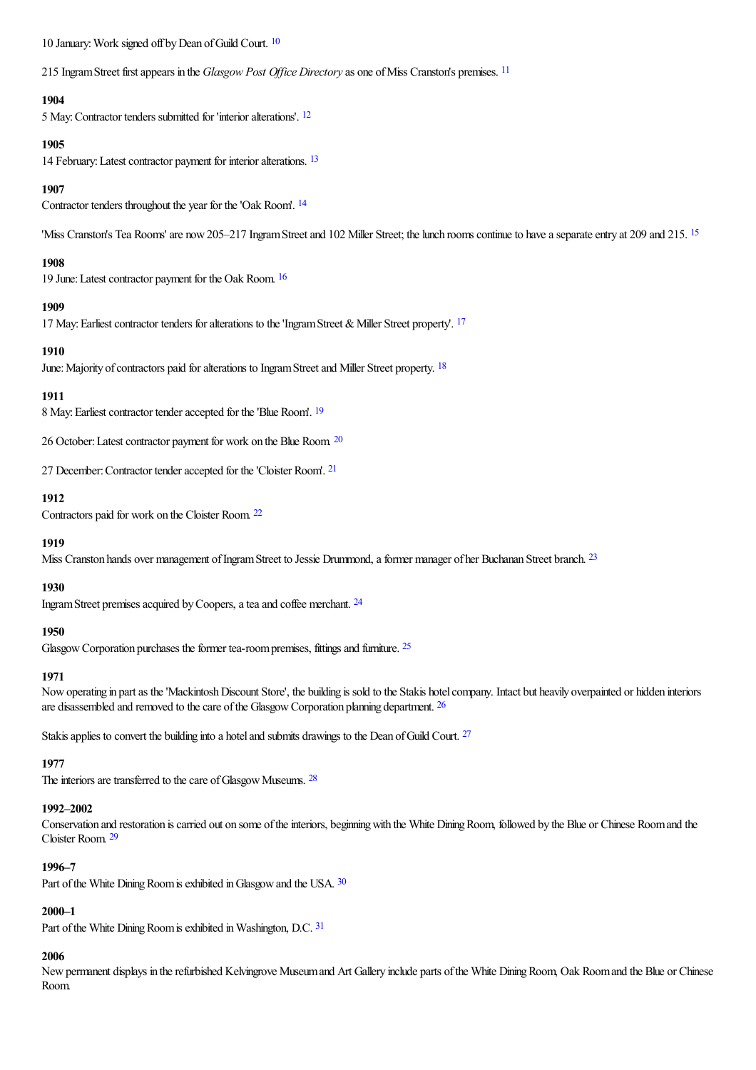10 January: Work signed off by Dean of Guild Court. [10]

215 Ingram Street first appears in the *Glasgow Post Office Directory* as one of Miss Cranston's premises. [11]

**1904**
5 May: Contractor tenders submitted for 'interior alterations'. [12]

**1905**
14 February: Latest contractor payment for interior alterations. [13]

**1907**
Contractor tenders throughout the year for the 'Oak Room'. [14]

'Miss Cranston's Tea Rooms' are now 205–217 Ingram Street and 102 Miller Street; the lunch rooms continue to have a separate entry at 209 and 215. [15]

**1908**
19 June: Latest contractor payment for the Oak Room. [16]

**1909**
17 May: Earliest contractor tenders for alterations to the 'Ingram Street & Miller Street property'. [17]

**1910**
June: Majority of contractors paid for alterations to Ingram Street and Miller Street property. [18]

**1911**
8 May: Earliest contractor tender accepted for the 'Blue Room'. [19]

26 October: Latest contractor payment for work on the Blue Room. [20]

27 December: Contractor tender accepted for the 'Cloister Room'. [21]

**1912**
Contractors paid for work on the Cloister Room. [22]

**1919**
Miss Cranston hands over management of Ingram Street to Jessie Drummond, a former manager of her Buchanan Street branch. [23]

**1930**
Ingram Street premises acquired by Coopers, a tea and coffee merchant. [24]

**1950**
Glasgow Corporation purchases the former tea-room premises, fittings and furniture. [25]

**1971**
Now operating in part as the 'Mackintosh Discount Store', the building is sold to the Stakis hotel company. Intact but heavily overpainted or hidden interiors are disassembled and removed to the care of the Glasgow Corporation planning department. [26]

Stakis applies to convert the building into a hotel and submits drawings to the Dean of Guild Court. [27]

**1977**
The interiors are transferred to the care of Glasgow Museums. [28]

**1992–2002**
Conservation and restoration is carried out on some of the interiors, beginning with the White Dining Room, followed by the Blue or Chinese Room and the Cloister Room. [29]

**1996–7**
Part of the White Dining Room is exhibited in Glasgow and the USA. [30]

**2000–1**
Part of the White Dining Room is exhibited in Washington, D.C. [31]

**2006**
New permanent displays in the refurbished Kelvingrove Museum and Art Gallery include parts of the White Dining Room, Oak Room and the Blue or Chinese Room.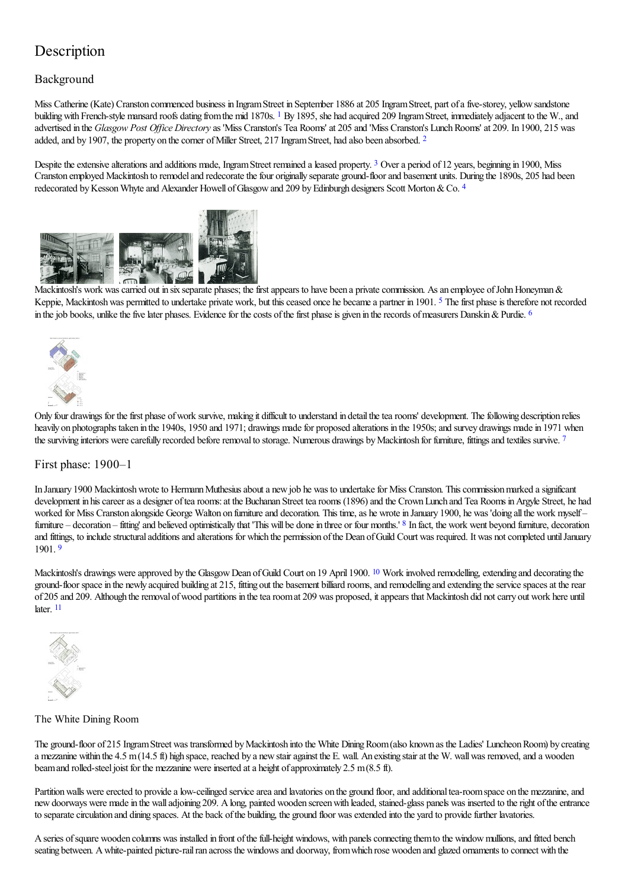# Description

## Background

Miss Catherine (Kate) Cranston commenced business in Ingram Street in September 1886 at 205 Ingram Street, part of a five-storey, yellow sandstone building with French-style mansard roofs dating from the mid 1870s. [1] By 1895, she had acquired 209 Ingram Street, immediately adjacent to the W., and advertised in the *Glasgow Post Office Directory* as 'Miss Cranston's Tea Rooms' at 205 and 'Miss Cranston's Lunch Rooms' at 209. In 1900, 215 was added, and by 1907, the property on the corner of Miller Street, 217 Ingram Street, had also been absorbed. [2]

Despite the extensive alterations and additions made, Ingram Street remained a leased property. [3] Over a period of 12 years, beginning in 1900, Miss Cranston employed Mackintosh to remodel and redecorate the four originally separate ground-floor and basement units. During the 1890s, 205 had been redecorated by Kesson Whyte and Alexander Howell of Glasgow and 209 by Edinburgh designers Scott Morton & Co. [4]

Mackintosh's work was carried out in six separate phases; the first appears to have been a private commission. As an employee of John Honeyman & Keppie, Mackintosh was permitted to undertake private work, but this ceased once he became a partner in 1901. [5] The first phase is therefore not recorded in the job books, unlike the five later phases. Evidence for the costs of the first phase is given in the records of measurers Danskin & Purdie. [6]

Only four drawings for the first phase of work survive, making it difficult to understand in detail the tea rooms' development. The following description relies heavily on photographs taken in the 1940s, 1950 and 1971; drawings made for proposed alterations in the 1950s; and survey drawings made in 1971 when the surviving interiors were carefully recorded before removal to storage. Numerous drawings by Mackintosh for furniture, fittings and textiles survive. [7]

## First phase: 1900–1

In January 1900 Mackintosh wrote to Hermann Muthesius about a new job he was to undertake for Miss Cranston. This commission marked a significant development in his career as a designer of tea rooms: at the Buchanan Street tea rooms (1896) and the Crown Lunch and Tea Rooms in Argyle Street, he had worked for Miss Cranston alongside George Walton on furniture and decoration. This time, as he wrote in January 1900, he was 'doing all the work myself – furniture – decoration – fitting' and believed optimistically that 'This will be done in three or four months.' [8] In fact, the work went beyond furniture, decoration and fittings, to include structural additions and alterations for which the permission of the Dean of Guild Court was required. It was not completed until January 1901. [9]

Mackintosh's drawings were approved by the Glasgow Dean of Guild Court on 19 April 1900. [10] Work involved remodelling, extending and decorating the ground-floor space in the newly acquired building at 215, fitting out the basement billiard rooms, and remodelling and extending the service spaces at the rear of 205 and 209. Although the removal of wood partitions in the tea room at 209 was proposed, it appears that Mackintosh did not carry out work here until later. [11]

### The White Dining Room

The ground-floor of 215 Ingram Street was transformed by Mackintosh into the White Dining Room (also known as the Ladies' Luncheon Room) by creating a mezzanine within the 4.5 m (14.5 ft) high space, reached by a new stair against the E. wall. An existing stair at the W. wall was removed, and a wooden beam and rolled-steel joist for the mezzanine were inserted at a height of approximately 2.5 m (8.5 ft).

Partition walls were erected to provide a low-ceilinged service area and lavatories on the ground floor, and additional tea-room space on the mezzanine, and new doorways were made in the wall adjoining 209. A long, painted wooden screen with leaded, stained-glass panels was inserted to the right of the entrance to separate circulation and dining spaces. At the back of the building, the ground floor was extended into the yard to provide further lavatories.

A series of square wooden columns was installed in front of the full-height windows, with panels connecting them to the window mullions, and fitted bench seating between. A white-painted picture-rail ran across the windows and doorway, from which rose wooden and glazed ornaments to connect with the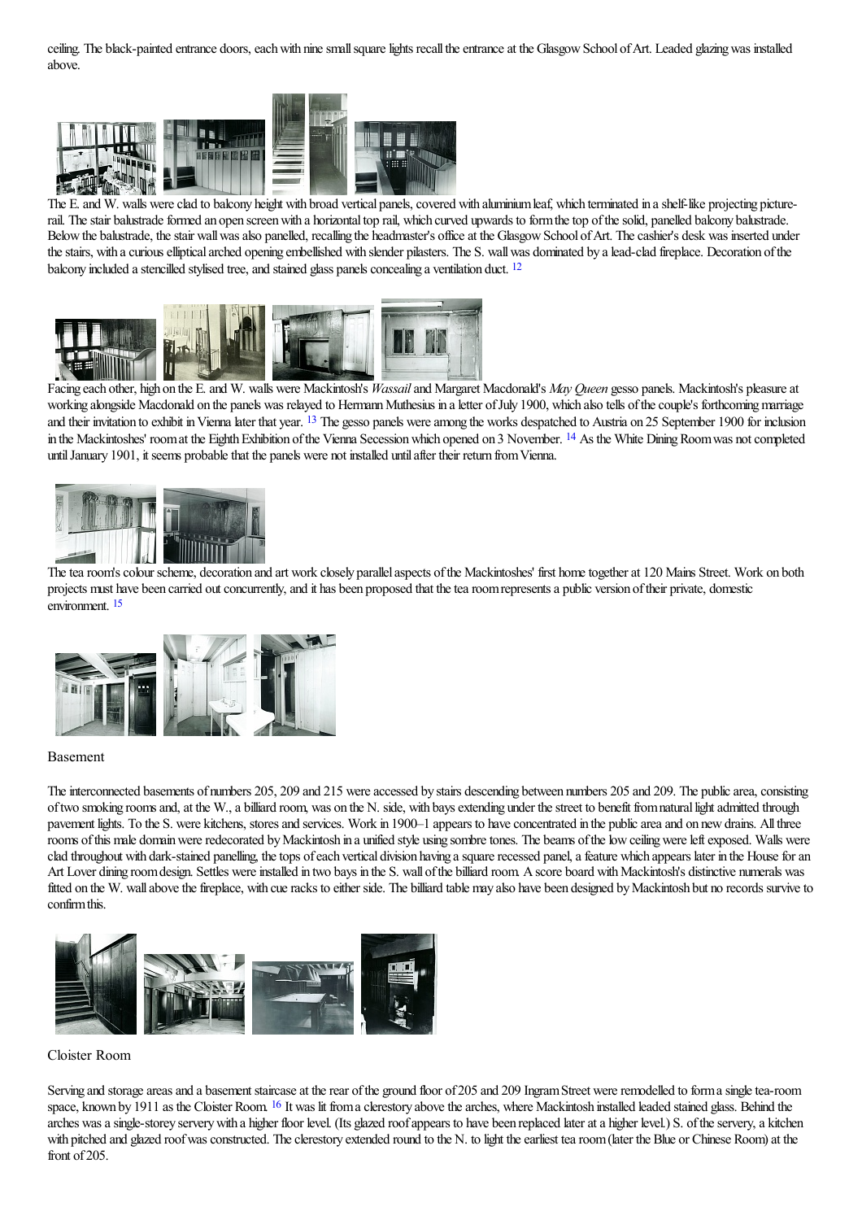ceiling. The black-painted entrance doors, each with nine small square lights recall the entrance at the Glasgow School of Art. Leaded glazing was installed above.

The E. and W. walls were clad to balcony height with broad vertical panels, covered with aluminium leaf, which terminated in a shelf-like projecting picture-rail. The stair balustrade formed an open screen with a horizontal top rail, which curved upwards to form the top of the solid, panelled balcony balustrade. Below the balustrade, the stair wall was also panelled, recalling the headmaster's office at the Glasgow School of Art. The cashier's desk was inserted under the stairs, with a curious elliptical arched opening embellished with slender pilasters. The S. wall was dominated by a lead-clad fireplace. Decoration of the balcony included a stencilled stylised tree, and stained glass panels concealing a ventilation duct. [12]

Facing each other, high on the E. and W. walls were Mackintosh's *Wassail* and Margaret Macdonald's *May Queen* gesso panels. Mackintosh's pleasure at working alongside Macdonald on the panels was relayed to Hermann Muthesius in a letter of July 1900, which also tells of the couple's forthcoming marriage and their invitation to exhibit in Vienna later that year. [13] The gesso panels were among the works despatched to Austria on 25 September 1900 for inclusion in the Mackintoshes' room at the Eighth Exhibition of the Vienna Secession which opened on 3 November. [14] As the White Dining Room was not completed until January 1901, it seems probable that the panels were not installed until after their return from Vienna.

The tea room's colour scheme, decoration and art work closely parallel aspects of the Mackintoshes' first home together at 120 Mains Street. Work on both projects must have been carried out concurrently, and it has been proposed that the tea room represents a public version of their private, domestic environment. [15]

## Basement

The interconnected basements of numbers 205, 209 and 215 were accessed by stairs descending between numbers 205 and 209. The public area, consisting of two smoking rooms and, at the W., a billiard room, was on the N. side, with bays extending under the street to benefit from natural light admitted through pavement lights. To the S. were kitchens, stores and services. Work in 1900–1 appears to have concentrated in the public area and on new drains. All three rooms of this male domain were redecorated by Mackintosh in a unified style using sombre tones. The beams of the low ceiling were left exposed. Walls were clad throughout with dark-stained panelling, the tops of each vertical division having a square recessed panel, a feature which appears later in the House for an Art Lover dining room design. Settles were installed in two bays in the S. wall of the billiard room. A score board with Mackintosh's distinctive numerals was fitted on the W. wall above the fireplace, with cue racks to either side. The billiard table may also have been designed by Mackintosh but no records survive to confirm this.

## Cloister Room

Serving and storage areas and a basement staircase at the rear of the ground floor of 205 and 209 Ingram Street were remodelled to form a single tea-room space, known by 1911 as the Cloister Room. [16] It was lit from a clerestory above the arches, where Mackintosh installed leaded stained glass. Behind the arches was a single-storey servery with a higher floor level. (Its glazed roof appears to have been replaced later at a higher level.) S. of the servery, a kitchen with pitched and glazed roof was constructed. The clerestory extended round to the N. to light the earliest tea room (later the Blue or Chinese Room) at the front of 205.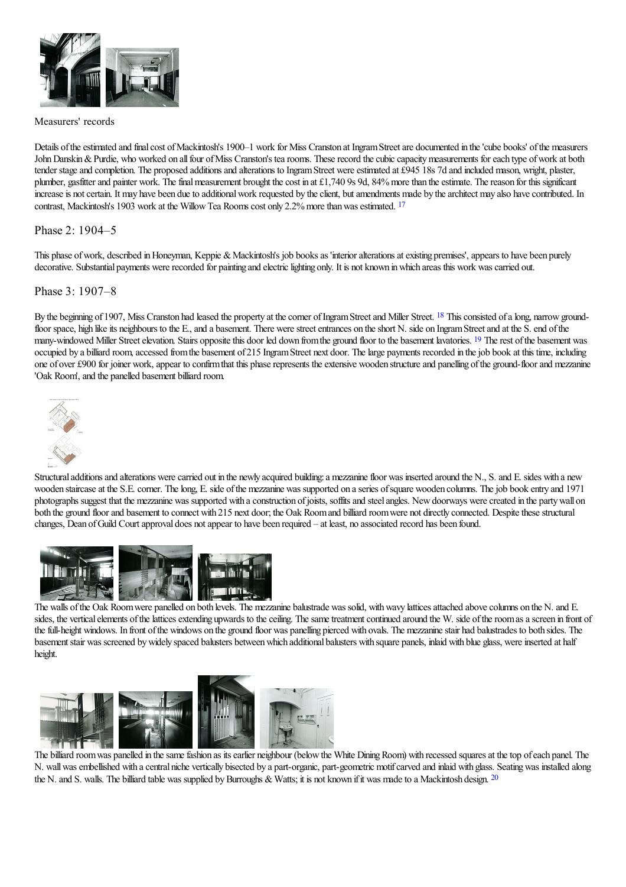Measurers' records

Details of the estimated and final cost of Mackintosh's 1900–1 work for Miss Cranston at Ingram Street are documented in the 'cube books' of the measurers John Danskin & Purdie, who worked on all four of Miss Cranston's tea rooms. These record the cubic capacity measurements for each type of work at both tender stage and completion. The proposed additions and alterations to Ingram Street were estimated at £945 18s 7d and included mason, wright, plaster, plumber, gasfitter and painter work. The final measurement brought the cost in at £1,740 9s 9d, 84% more than the estimate. The reason for this significant increase is not certain. It may have been due to additional work requested by the client, but amendments made by the architect may also have contributed. In contrast, Mackintosh's 1903 work at the Willow Tea Rooms cost only 2.2% more than was estimated. [17]

## Phase 2: 1904–5

This phase of work, described in Honeyman, Keppie & Mackintosh's job books as 'interior alterations at existing premises', appears to have been purely decorative. Substantial payments were recorded for painting and electric lighting only. It is not known in which areas this work was carried out.

## Phase 3: 1907–8

By the beginning of 1907, Miss Cranston had leased the property at the corner of Ingram Street and Miller Street. [18] This consisted of a long, narrow ground-floor space, high like its neighbours to the E., and a basement. There were street entrances on the short N. side on Ingram Street and at the S. end of the many-windowed Miller Street elevation. Stairs opposite this door led down from the ground floor to the basement lavatories. [19] The rest of the basement was occupied by a billiard room, accessed from the basement of 215 Ingram Street next door. The large payments recorded in the job book at this time, including one of over £900 for joiner work, appear to confirm that this phase represents the extensive wooden structure and panelling of the ground-floor and mezzanine 'Oak Room', and the panelled basement billiard room.

Structural additions and alterations were carried out in the newly acquired building: a mezzanine floor was inserted around the N., S. and E. sides with a new wooden staircase at the S.E. corner. The long, E. side of the mezzanine was supported on a series of square wooden columns. The job book entry and 1971 photographs suggest that the mezzanine was supported with a construction of joists, soffits and steel angles. New doorways were created in the party wall on both the ground floor and basement to connect with 215 next door; the Oak Room and billiard room were not directly connected. Despite these structural changes, Dean of Guild Court approval does not appear to have been required – at least, no associated record has been found.

The walls of the Oak Room were panelled on both levels. The mezzanine balustrade was solid, with wavy lattices attached above columns on the N. and E. sides, the vertical elements of the lattices extending upwards to the ceiling. The same treatment continued around the W. side of the room as a screen in front of the full-height windows. In front of the windows on the ground floor was panelling pierced with ovals. The mezzanine stair had balustrades to both sides. The basement stair was screened by widely spaced balusters between which additional balusters with square panels, inlaid with blue glass, were inserted at half height.

The billiard room was panelled in the same fashion as its earlier neighbour (below the White Dining Room) with recessed squares at the top of each panel. The N. wall was embellished with a central niche vertically bisected by a part-organic, part-geometric motif carved and inlaid with glass. Seating was installed along the N. and S. walls. The billiard table was supplied by Burroughs & Watts; it is not known if it was made to a Mackintosh design. [20]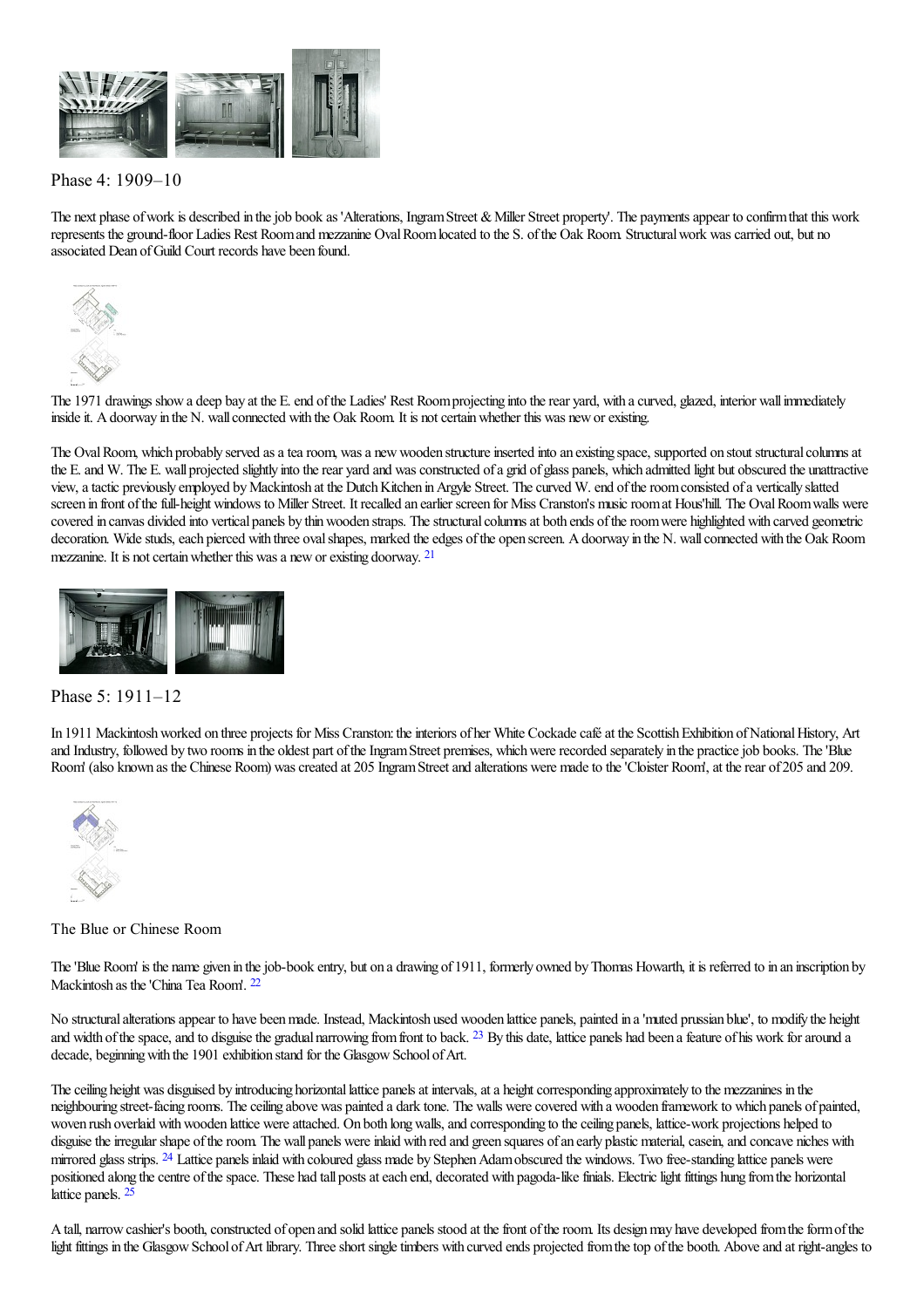## Phase 4: 1909–10

The next phase of work is described in the job book as 'Alterations, Ingram Street & Miller Street property'. The payments appear to confirm that this work represents the ground-floor Ladies Rest Room and mezzanine Oval Room located to the S. of the Oak Room. Structural work was carried out, but no associated Dean of Guild Court records have been found.

The 1971 drawings show a deep bay at the E. end of the Ladies' Rest Room projecting into the rear yard, with a curved, glazed, interior wall immediately inside it. A doorway in the N. wall connected with the Oak Room. It is not certain whether this was new or existing.

The Oval Room, which probably served as a tea room, was a new wooden structure inserted into an existing space, supported on stout structural columns at the E. and W. The E. wall projected slightly into the rear yard and was constructed of a grid of glass panels, which admitted light but obscured the unattractive view, a tactic previously employed by Mackintosh at the Dutch Kitchen in Argyle Street. The curved W. end of the room consisted of a vertically slatted screen in front of the full-height windows to Miller Street. It recalled an earlier screen for Miss Cranston's music room at Hous'hill. The Oval Room walls were covered in canvas divided into vertical panels by thin wooden straps. The structural columns at both ends of the room were highlighted with carved geometric decoration. Wide studs, each pierced with three oval shapes, marked the edges of the open screen. A doorway in the N. wall connected with the Oak Room mezzanine. It is not certain whether this was a new or existing doorway. [21]

## Phase 5: 1911–12

In 1911 Mackintosh worked on three projects for Miss Cranston: the interiors of her White Cockade café at the Scottish Exhibition of National History, Art and Industry, followed by two rooms in the oldest part of the Ingram Street premises, which were recorded separately in the practice job books. The 'Blue Room' (also known as the Chinese Room) was created at 205 Ingram Street and alterations were made to the 'Cloister Room', at the rear of 205 and 209.

### The Blue or Chinese Room

The 'Blue Room' is the name given in the job-book entry, but on a drawing of 1911, formerly owned by Thomas Howarth, it is referred to in an inscription by Mackintosh as the 'China Tea Room'. [22]

No structural alterations appear to have been made. Instead, Mackintosh used wooden lattice panels, painted in a 'muted prussian blue', to modify the height and width of the space, and to disguise the gradual narrowing from front to back. [23] By this date, lattice panels had been a feature of his work for around a decade, beginning with the 1901 exhibition stand for the Glasgow School of Art.

The ceiling height was disguised by introducing horizontal lattice panels at intervals, at a height corresponding approximately to the mezzanines in the neighbouring street-facing rooms. The ceiling above was painted a dark tone. The walls were covered with a wooden framework to which panels of painted, woven rush overlaid with wooden lattice were attached. On both long walls, and corresponding to the ceiling panels, lattice-work projections helped to disguise the irregular shape of the room. The wall panels were inlaid with red and green squares of an early plastic material, casein, and concave niches with mirrored glass strips. [24] Lattice panels inlaid with coloured glass made by Stephen Adam obscured the windows. Two free-standing lattice panels were positioned along the centre of the space. These had tall posts at each end, decorated with pagoda-like finials. Electric light fittings hung from the horizontal lattice panels. [25]

A tall, narrow cashier's booth, constructed of open and solid lattice panels stood at the front of the room. Its design may have developed from the form of the light fittings in the Glasgow School of Art library. Three short single timbers with curved ends projected from the top of the booth. Above and at right-angles to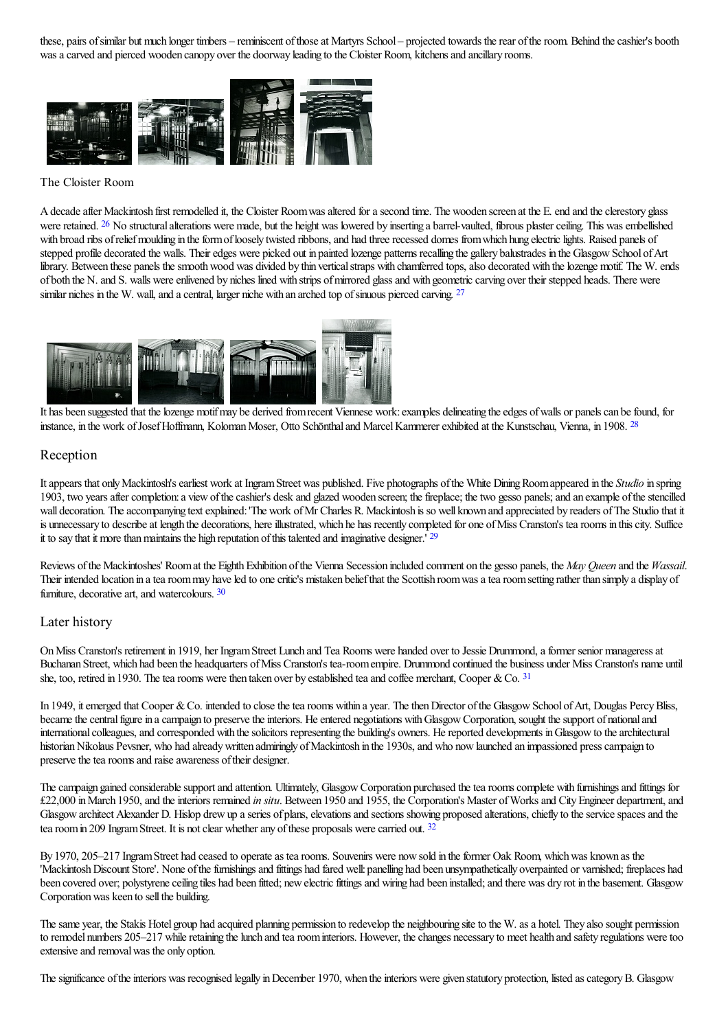these, pairs of similar but much longer timbers – reminiscent of those at Martyrs School – projected towards the rear of the room. Behind the cashier's booth was a carved and pierced wooden canopy over the doorway leading to the Cloister Room, kitchens and ancillary rooms.

### The Cloister Room

A decade after Mackintosh first remodelled it, the Cloister Room was altered for a second time. The wooden screen at the E. end and the clerestory glass were retained. [26] No structural alterations were made, but the height was lowered by inserting a barrel-vaulted, fibrous plaster ceiling. This was embellished with broad ribs of relief moulding in the form of loosely twisted ribbons, and had three recessed domes from which hung electric lights. Raised panels of stepped profile decorated the walls. Their edges were picked out in painted lozenge patterns recalling the gallery balustrades in the Glasgow School of Art library. Between these panels the smooth wood was divided by thin vertical straps with chamferred tops, also decorated with the lozenge motif. The W. ends of both the N. and S. walls were enlivened by niches lined with strips of mirrored glass and with geometric carving over their stepped heads. There were similar niches in the W. wall, and a central, larger niche with an arched top of sinuous pierced carving. [27]

It has been suggested that the lozenge motif may be derived from recent Viennese work: examples delineating the edges of walls or panels can be found, for instance, in the work of Josef Hoffmann, Koloman Moser, Otto Schönthal and Marcel Kammerer exhibited at the Kunstschau, Vienna, in 1908. [28]

## Reception

It appears that only Mackintosh's earliest work at Ingram Street was published. Five photographs of the White Dining Room appeared in the *Studio* in spring 1903, two years after completion: a view of the cashier's desk and glazed wooden screen; the fireplace; the two gesso panels; and an example of the stencilled wall decoration. The accompanying text explained: 'The work of Mr Charles R. Mackintosh is so well known and appreciated by readers of The Studio that it is unnecessary to describe at length the decorations, here illustrated, which he has recently completed for one of Miss Cranston's tea rooms in this city. Suffice it to say that it more than maintains the high reputation of this talented and imaginative designer.' [29]

Reviews of the Mackintoshes' Room at the Eighth Exhibition of the Vienna Secession included comment on the gesso panels, the *May Queen* and the *Wassail*. Their intended location in a tea room may have led to one critic's mistaken belief that the Scottish room was a tea room setting rather than simply a display of furniture, decorative art, and watercolours. [30]

## Later history

On Miss Cranston's retirement in 1919, her Ingram Street Lunch and Tea Rooms were handed over to Jessie Drummond, a former senior manageress at Buchanan Street, which had been the headquarters of Miss Cranston's tea-room empire. Drummond continued the business under Miss Cranston's name until she, too, retired in 1930. The tea rooms were then taken over by established tea and coffee merchant, Cooper & Co. [31]

In 1949, it emerged that Cooper & Co. intended to close the tea rooms within a year. The then Director of the Glasgow School of Art, Douglas Percy Bliss, became the central figure in a campaign to preserve the interiors. He entered negotiations with Glasgow Corporation, sought the support of national and international colleagues, and corresponded with the solicitors representing the building's owners. He reported developments in Glasgow to the architectural historian Nikolaus Pevsner, who had already written admiringly of Mackintosh in the 1930s, and who now launched an impassioned press campaign to preserve the tea rooms and raise awareness of their designer.

The campaign gained considerable support and attention. Ultimately, Glasgow Corporation purchased the tea rooms complete with furnishings and fittings for £22,000 in March 1950, and the interiors remained *in situ*. Between 1950 and 1955, the Corporation's Master of Works and City Engineer department, and Glasgow architect Alexander D. Hislop drew up a series of plans, elevations and sections showing proposed alterations, chiefly to the service spaces and the tea room in 209 Ingram Street. It is not clear whether any of these proposals were carried out. [32]

By 1970, 205–217 Ingram Street had ceased to operate as tea rooms. Souvenirs were now sold in the former Oak Room, which was known as the 'Mackintosh Discount Store'. None of the furnishings and fittings had fared well: panelling had been unsympathetically overpainted or varnished; fireplaces had been covered over; polystyrene ceiling tiles had been fitted; new electric fittings and wiring had been installed; and there was dry rot in the basement. Glasgow Corporation was keen to sell the building.

The same year, the Stakis Hotel group had acquired planning permission to redevelop the neighbouring site to the W. as a hotel. They also sought permission to remodel numbers 205–217 while retaining the lunch and tea room interiors. However, the changes necessary to meet health and safety regulations were too extensive and removal was the only option.

The significance of the interiors was recognised legally in December 1970, when the interiors were given statutory protection, listed as category B. Glasgow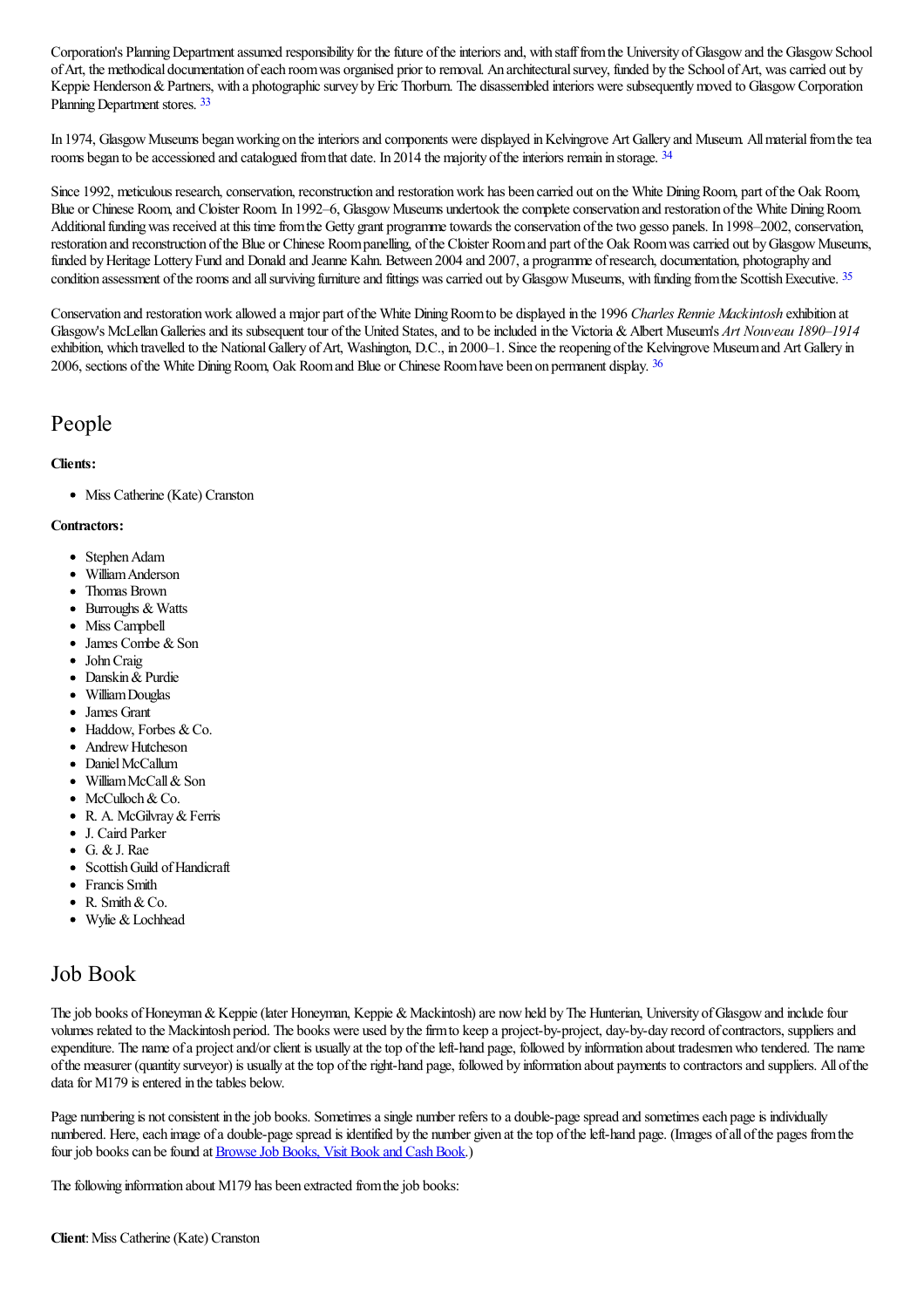Corporation's Planning Department assumed responsibility for the future of the interiors and, with staff from the University of Glasgow and the Glasgow School of Art, the methodical documentation of each room was organised prior to removal. An architectural survey, funded by the School of Art, was carried out by Keppie Henderson & Partners, with a photographic survey by Eric Thorburn. The disassembled interiors were subsequently moved to Glasgow Corporation Planning Department stores. [33]

In 1974, Glasgow Museums began working on the interiors and components were displayed in Kelvingrove Art Gallery and Museum. All material from the tea rooms began to be accessioned and catalogued from that date. In 2014 the majority of the interiors remain in storage. [34]

Since 1992, meticulous research, conservation, reconstruction and restoration work has been carried out on the White Dining Room, part of the Oak Room, Blue or Chinese Room, and Cloister Room. In 1992–6, Glasgow Museums undertook the complete conservation and restoration of the White Dining Room. Additional funding was received at this time from the Getty grant programme towards the conservation of the two gesso panels. In 1998–2002, conservation, restoration and reconstruction of the Blue or Chinese Room panelling, of the Cloister Room and part of the Oak Room was carried out by Glasgow Museums, funded by Heritage Lottery Fund and Donald and Jeanne Kahn. Between 2004 and 2007, a programme of research, documentation, photography and condition assessment of the rooms and all surviving furniture and fittings was carried out by Glasgow Museums, with funding from the Scottish Executive. [35]

Conservation and restoration work allowed a major part of the White Dining Room to be displayed in the 1996 *Charles Rennie Mackintosh* exhibition at Glasgow's McLellan Galleries and its subsequent tour of the United States, and to be included in the Victoria & Albert Museum's *Art Nouveau 1890–1914* exhibition, which travelled to the National Gallery of Art, Washington, D.C., in 2000–1. Since the reopening of the Kelvingrove Museum and Art Gallery in 2006, sections of the White Dining Room, Oak Room and Blue or Chinese Room have been on permanent display. [36]

## People

**Clients:**

- Miss Catherine (Kate) Cranston

**Contractors:**

- Stephen Adam
- William Anderson
- Thomas Brown
- Burroughs & Watts
- Miss Campbell
- James Combe & Son
- John Craig
- Danskin & Purdie
- William Douglas
- James Grant
- Haddow, Forbes & Co.
- Andrew Hutcheson
- Daniel McCallum
- William McCall & Son
- McCulloch & Co.
- R. A. McGilvray & Ferris
- J. Caird Parker
- G. & J. Rae
- Scottish Guild of Handicraft
- Francis Smith
- R. Smith & Co.
- Wylie & Lochhead

## Job Book

The job books of Honeyman & Keppie (later Honeyman, Keppie & Mackintosh) are now held by The Hunterian, University of Glasgow and include four volumes related to the Mackintosh period. The books were used by the firm to keep a project-by-project, day-by-day record of contractors, suppliers and expenditure. The name of a project and/or client is usually at the top of the left-hand page, followed by information about tradesmen who tendered. The name of the measurer (quantity surveyor) is usually at the top of the right-hand page, followed by information about payments to contractors and suppliers. All of the data for M179 is entered in the tables below.

Page numbering is not consistent in the job books. Sometimes a single number refers to a double-page spread and sometimes each page is individually numbered. Here, each image of a double-page spread is identified by the number given at the top of the left-hand page. (Images of all of the pages from the four job books can be found at Browse Job Books, Visit Book and Cash Book.)

The following information about M179 has been extracted from the job books:

**Client**: Miss Catherine (Kate) Cranston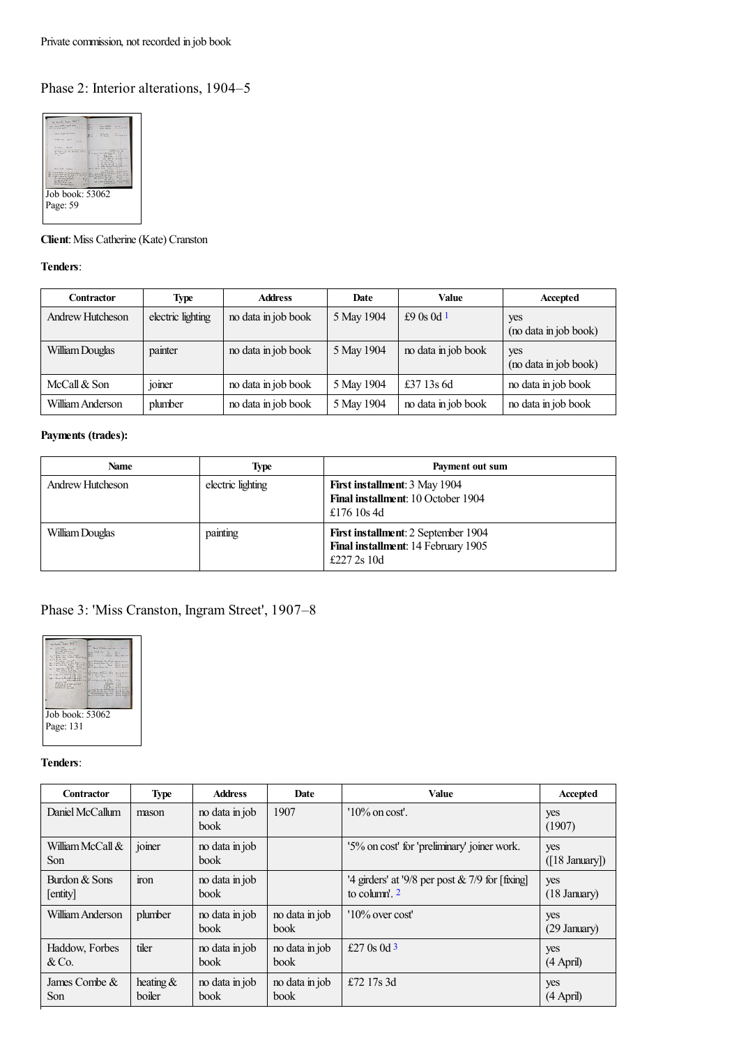Private commission, not recorded in job book

## Phase 2: Interior alterations, 1904–5

Job book: 53062
Page: 59

**Client**: Miss Catherine (Kate) Cranston

**Tenders**:

| Contractor | Type | Address | Date | Value | Accepted |
|---|---|---|---|---|---|
| Andrew Hutcheson | electric lighting | no data in job book | 5 May 1904 | £9 0s 0d [1] | yes (no data in job book) |
| William Douglas | painter | no data in job book | 5 May 1904 | no data in job book | yes (no data in job book) |
| McCall & Son | joiner | no data in job book | 5 May 1904 | £37 13s 6d | no data in job book |
| William Anderson | plumber | no data in job book | 5 May 1904 | no data in job book | no data in job book |

**Payments (trades):**

| Name | Type | Payment out sum |
|---|---|---|
| Andrew Hutcheson | electric lighting | **First installment**: 3 May 1904 **Final installment**: 10 October 1904 £176 10s 4d |
| William Douglas | painting | **First installment**: 2 September 1904 **Final installment**: 14 February 1905 £227 2s 10d |

## Phase 3: 'Miss Cranston, Ingram Street', 1907–8

Job book: 53062
Page: 131

**Tenders**:

| Contractor | Type | Address | Date | Value | Accepted |
|---|---|---|---|---|---|
| Daniel McCallum | mason | no data in job book | 1907 | '10% on cost'. | yes (1907) |
| William McCall & Son | joiner | no data in job book | | '5% on cost' for 'preliminary' joiner work. | yes ([18 January]) |
| Burdon & Sons [entity] | iron | no data in job book | | '4 girders' at '9/8 per post & 7/9 for [fixing] to column'. [2] | yes (18 January) |
| William Anderson | plumber | no data in job book | no data in job book | '10% over cost' | yes (29 January) |
| Haddow, Forbes & Co. | tiler | no data in job book | no data in job book | £27 0s 0d [3] | yes (4 April) |
| James Combe & Son | heating & boiler | no data in job book | no data in job book | £72 17s 3d | yes (4 April) |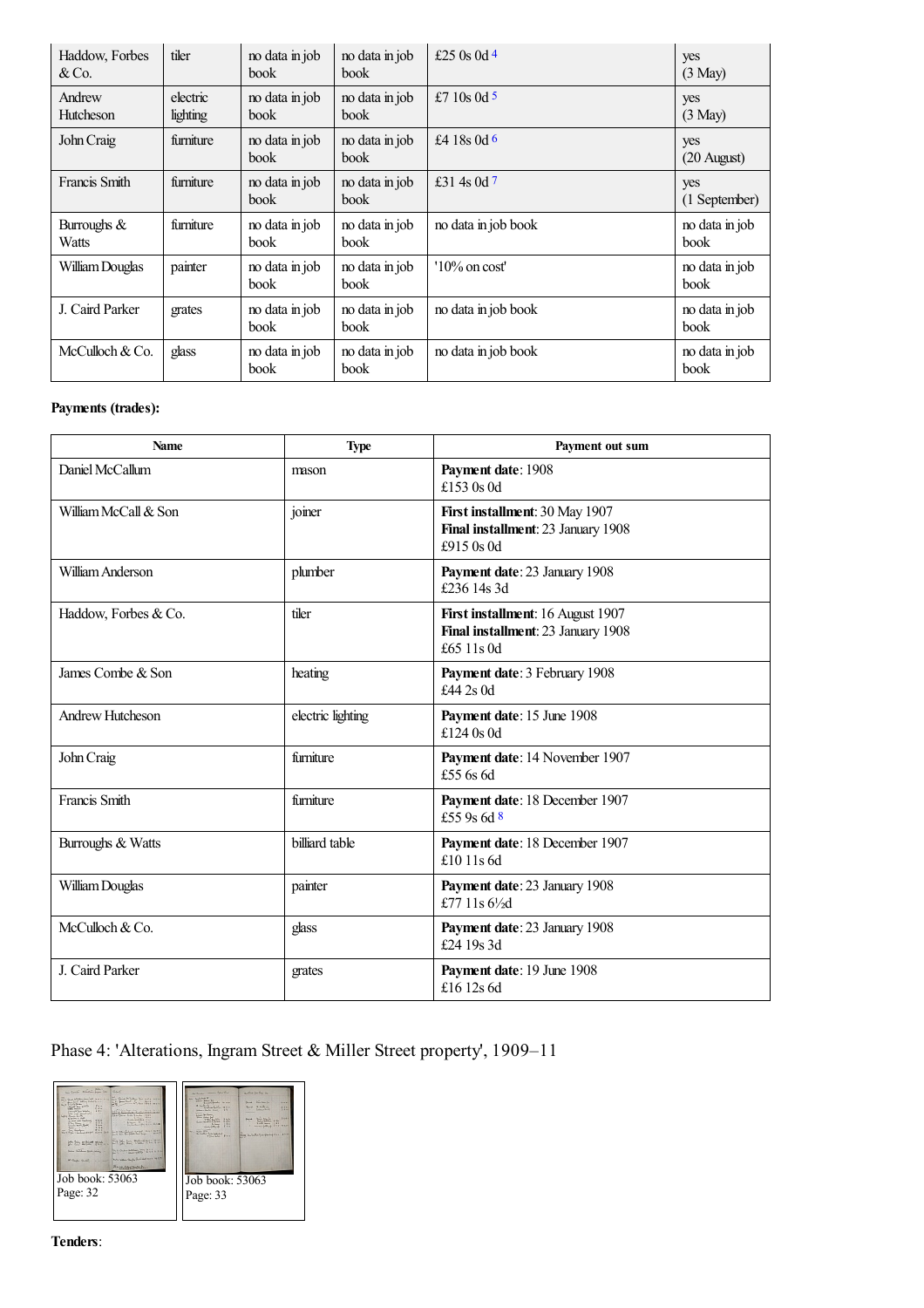| | | | | | |
|---|---|---|---|---|---|
| Haddow, Forbes & Co. | tiler | no data in job book | no data in job book | £25 0s 0d [4] | yes (3 May) |
| Andrew Hutcheson | electric lighting | no data in job book | no data in job book | £7 10s 0d [5] | yes (3 May) |
| John Craig | furniture | no data in job book | no data in job book | £4 18s 0d [6] | yes (20 August) |
| Francis Smith | furniture | no data in job book | no data in job book | £31 4s 0d [7] | yes (1 September) |
| Burroughs & Watts | furniture | no data in job book | no data in job book | no data in job book | no data in job book |
| William Douglas | painter | no data in job book | no data in job book | '10% on cost' | no data in job book |
| J. Caird Parker | grates | no data in job book | no data in job book | no data in job book | no data in job book |
| McCulloch & Co. | glass | no data in job book | no data in job book | no data in job book | no data in job book |

**Payments (trades):**

| Name | Type | Payment out sum |
|---|---|---|
| Daniel McCallum | mason | **Payment date**: 1908<br>£153 0s 0d |
| William McCall & Son | joiner | **First installment**: 30 May 1907<br>**Final installment**: 23 January 1908<br>£915 0s 0d |
| William Anderson | plumber | **Payment date**: 23 January 1908<br>£236 14s 3d |
| Haddow, Forbes & Co. | tiler | **First installment**: 16 August 1907<br>**Final installment**: 23 January 1908<br>£65 11s 0d |
| James Combe & Son | heating | **Payment date**: 3 February 1908<br>£44 2s 0d |
| Andrew Hutcheson | electric lighting | **Payment date**: 15 June 1908<br>£124 0s 0d |
| John Craig | furniture | **Payment date**: 14 November 1907<br>£55 6s 6d |
| Francis Smith | furniture | **Payment date**: 18 December 1907<br>£55 9s 6d [8] |
| Burroughs & Watts | billiard table | **Payment date**: 18 December 1907<br>£10 11s 6d |
| William Douglas | painter | **Payment date**: 23 January 1908<br>£77 11s 6½d |
| McCulloch & Co. | glass | **Payment date**: 23 January 1908<br>£24 19s 3d |
| J. Caird Parker | grates | **Payment date**: 19 June 1908<br>£16 12s 6d |

## Phase 4: 'Alterations, Ingram Street & Miller Street property', 1909–11

Job book: 53063
Page: 32

Job book: 53063
Page: 33

**Tenders**: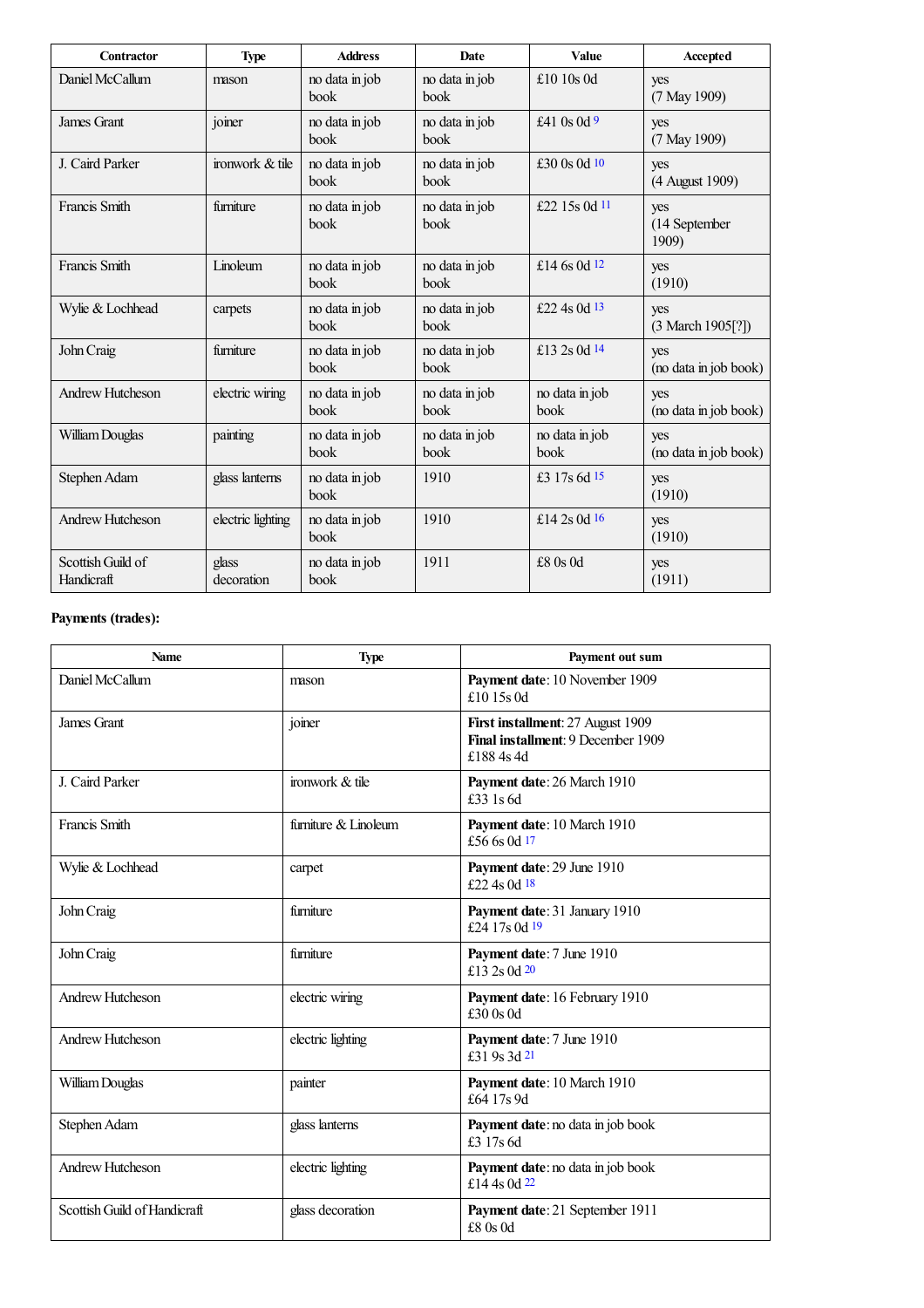| Contractor | Type | Address | Date | Value | Accepted |
|---|---|---|---|---|---|
| Daniel McCallum | mason | no data in job book | no data in job book | £10 10s 0d | yes (7 May 1909) |
| James Grant | joiner | no data in job book | no data in job book | £41 0s 0d [9] | yes (7 May 1909) |
| J. Caird Parker | ironwork & tile | no data in job book | no data in job book | £30 0s 0d [10] | yes (4 August 1909) |
| Francis Smith | furniture | no data in job book | no data in job book | £22 15s 0d [11] | yes (14 September 1909) |
| Francis Smith | Linoleum | no data in job book | no data in job book | £14 6s 0d [12] | yes (1910) |
| Wylie & Lochhead | carpets | no data in job book | no data in job book | £22 4s 0d [13] | yes (3 March 1905[?]) |
| John Craig | furniture | no data in job book | no data in job book | £13 2s 0d [14] | yes (no data in job book) |
| Andrew Hutcheson | electric wiring | no data in job book | no data in job book | no data in job book | yes (no data in job book) |
| William Douglas | painting | no data in job book | no data in job book | no data in job book | yes (no data in job book) |
| Stephen Adam | glass lanterns | no data in job book | 1910 | £3 17s 6d [15] | yes (1910) |
| Andrew Hutcheson | electric lighting | no data in job book | 1910 | £14 2s 0d [16] | yes (1910) |
| Scottish Guild of Handicraft | glass decoration | no data in job book | 1911 | £8 0s 0d | yes (1911) |

**Payments (trades):**

| Name | Type | Payment out sum |
|---|---|---|
| Daniel McCallum | mason | **Payment date**: 10 November 1909<br>£10 15s 0d |
| James Grant | joiner | **First installment**: 27 August 1909<br>**Final installment**: 9 December 1909<br>£188 4s 4d |
| J. Caird Parker | ironwork & tile | **Payment date**: 26 March 1910<br>£33 1s 6d |
| Francis Smith | furniture & Linoleum | **Payment date**: 10 March 1910<br>£56 6s 0d [17] |
| Wylie & Lochhead | carpet | **Payment date**: 29 June 1910<br>£22 4s 0d [18] |
| John Craig | furniture | **Payment date**: 31 January 1910<br>£24 17s 0d [19] |
| John Craig | furniture | **Payment date**: 7 June 1910<br>£13 2s 0d [20] |
| Andrew Hutcheson | electric wiring | **Payment date**: 16 February 1910<br>£30 0s 0d |
| Andrew Hutcheson | electric lighting | **Payment date**: 7 June 1910<br>£31 9s 3d [21] |
| William Douglas | painter | **Payment date**: 10 March 1910<br>£64 17s 9d |
| Stephen Adam | glass lanterns | **Payment date**: no data in job book<br>£3 17s 6d |
| Andrew Hutcheson | electric lighting | **Payment date**: no data in job book<br>£14 4s 0d [22] |
| Scottish Guild of Handicraft | glass decoration | **Payment date**: 21 September 1911<br>£8 0s 0d |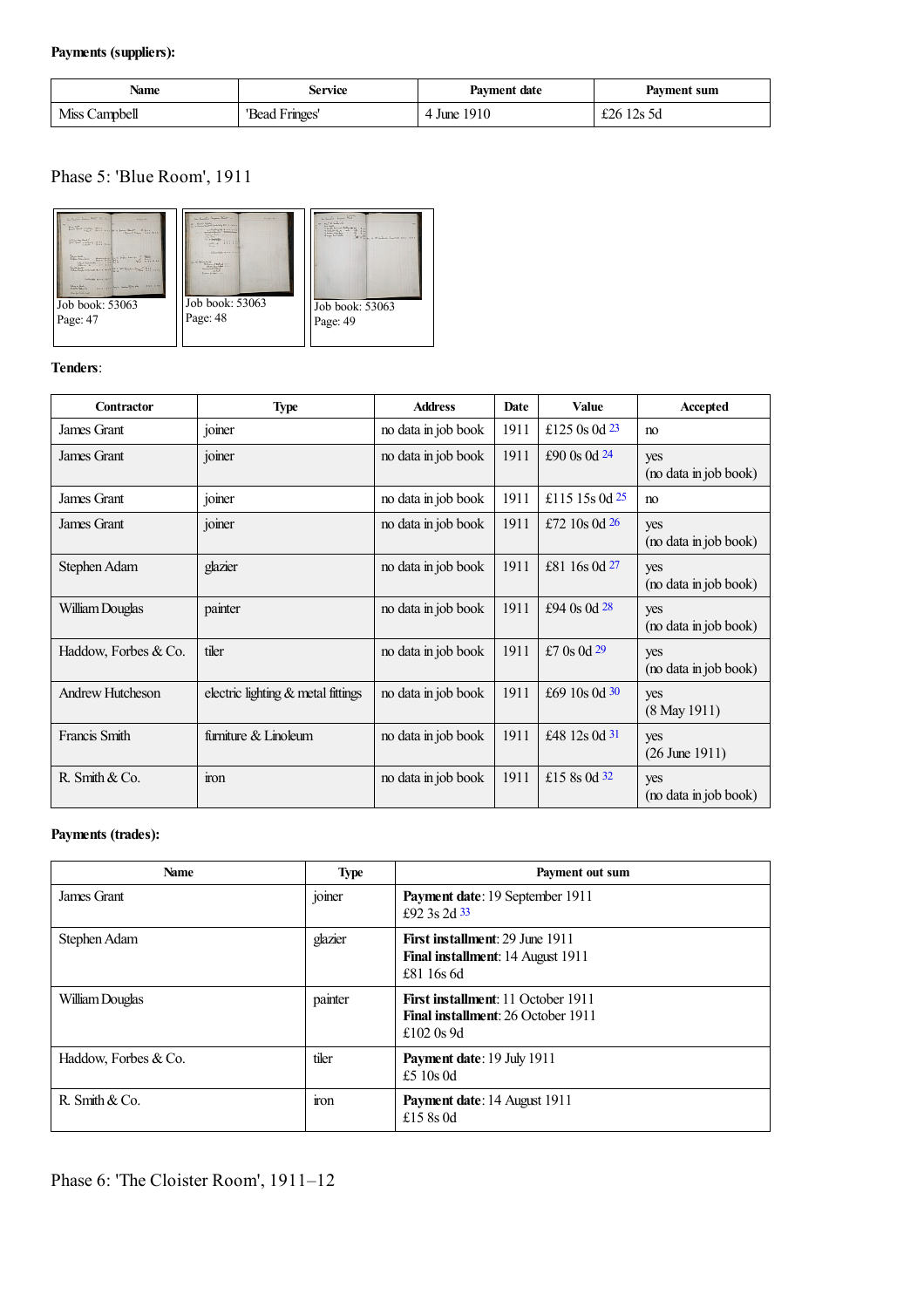**Payments (suppliers):**

| Name | Service | Payment date | Payment sum |
|---|---|---|---|
| Miss Campbell | 'Bead Fringes' | 4 June 1910 | £26 12s 5d |

## Phase 5: 'Blue Room', 1911

Job book: 53063
Page: 47

Job book: 53063
Page: 48

Job book: 53063
Page: 49

**Tenders**:

| Contractor | Type | Address | Date | Value | Accepted |
|---|---|---|---|---|---|
| James Grant | joiner | no data in job book | 1911 | £125 0s 0d [23] | no |
| James Grant | joiner | no data in job book | 1911 | £90 0s 0d [24] | yes (no data in job book) |
| James Grant | joiner | no data in job book | 1911 | £115 15s 0d [25] | no |
| James Grant | joiner | no data in job book | 1911 | £72 10s 0d [26] | yes (no data in job book) |
| Stephen Adam | glazier | no data in job book | 1911 | £81 16s 0d [27] | yes (no data in job book) |
| William Douglas | painter | no data in job book | 1911 | £94 0s 0d [28] | yes (no data in job book) |
| Haddow, Forbes & Co. | tiler | no data in job book | 1911 | £7 0s 0d [29] | yes (no data in job book) |
| Andrew Hutcheson | electric lighting & metal fittings | no data in job book | 1911 | £69 10s 0d [30] | yes (8 May 1911) |
| Francis Smith | furniture & Linoleum | no data in job book | 1911 | £48 12s 0d [31] | yes (26 June 1911) |
| R. Smith & Co. | iron | no data in job book | 1911 | £15 8s 0d [32] | yes (no data in job book) |

**Payments (trades):**

| Name | Type | Payment out sum |
|---|---|---|
| James Grant | joiner | **Payment date**: 19 September 1911 £92 3s 2d [33] |
| Stephen Adam | glazier | **First installment**: 29 June 1911 **Final installment**: 14 August 1911 £81 16s 6d |
| William Douglas | painter | **First installment**: 11 October 1911 **Final installment**: 26 October 1911 £102 0s 9d |
| Haddow, Forbes & Co. | tiler | **Payment date**: 19 July 1911 £5 10s 0d |
| R. Smith & Co. | iron | **Payment date**: 14 August 1911 £15 8s 0d |

## Phase 6: 'The Cloister Room', 1911–12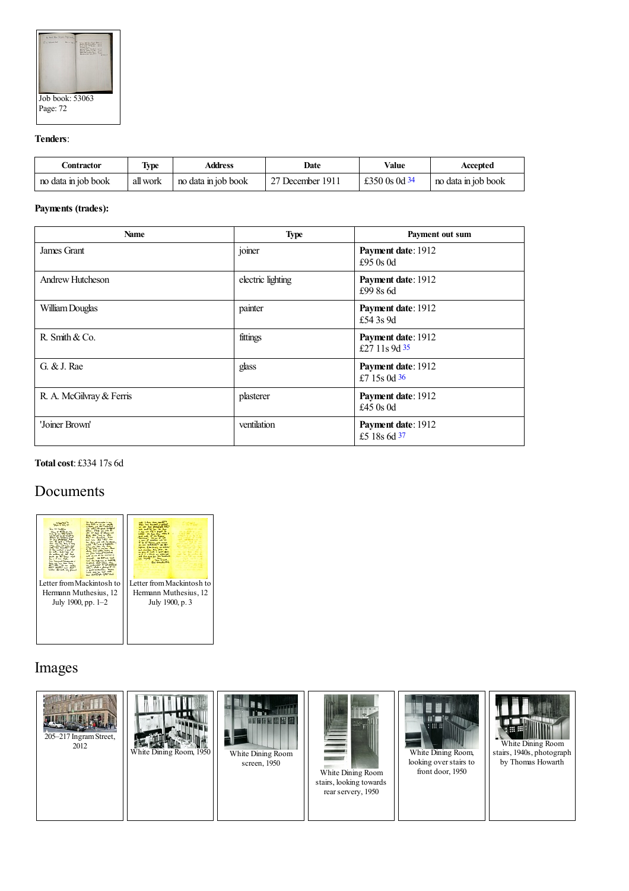Job book: 53063
Page: 72

**Tenders**:

| Contractor | Type | Address | Date | Value | Accepted |
|---|---|---|---|---|---|
| no data in job book | all work | no data in job book | 27 December 1911 | £350 0s 0d [34] | no data in job book |

**Payments (trades):**

| Name | Type | Payment out sum |
|---|---|---|
| James Grant | joiner | **Payment date**: 1912 £95 0s 0d |
| Andrew Hutcheson | electric lighting | **Payment date**: 1912 £99 8s 6d |
| William Douglas | painter | **Payment date**: 1912 £54 3s 9d |
| R. Smith & Co. | fittings | **Payment date**: 1912 £27 11s 9d [35] |
| G. & J. Rae | glass | **Payment date**: 1912 £7 15s 0d [36] |
| R. A. McGilvray & Ferris | plasterer | **Payment date**: 1912 £45 0s 0d |
| 'Joiner Brown' | ventilation | **Payment date**: 1912 £5 18s 6d [37] |

**Total cost**: £334 17s 6d

## Documents

Letter from Mackintosh to Hermann Muthesius, 12 July 1900, pp. 1–2

Letter from Mackintosh to Hermann Muthesius, 12 July 1900, p. 3

## Images

205–217 Ingram Street, 2012

White Dining Room, 1950

White Dining Room screen, 1950

White Dining Room stairs, looking towards rear servery, 1950

White Dining Room, looking over stairs to front door, 1950

White Dining Room stairs, 1940s, photograph by Thomas Howarth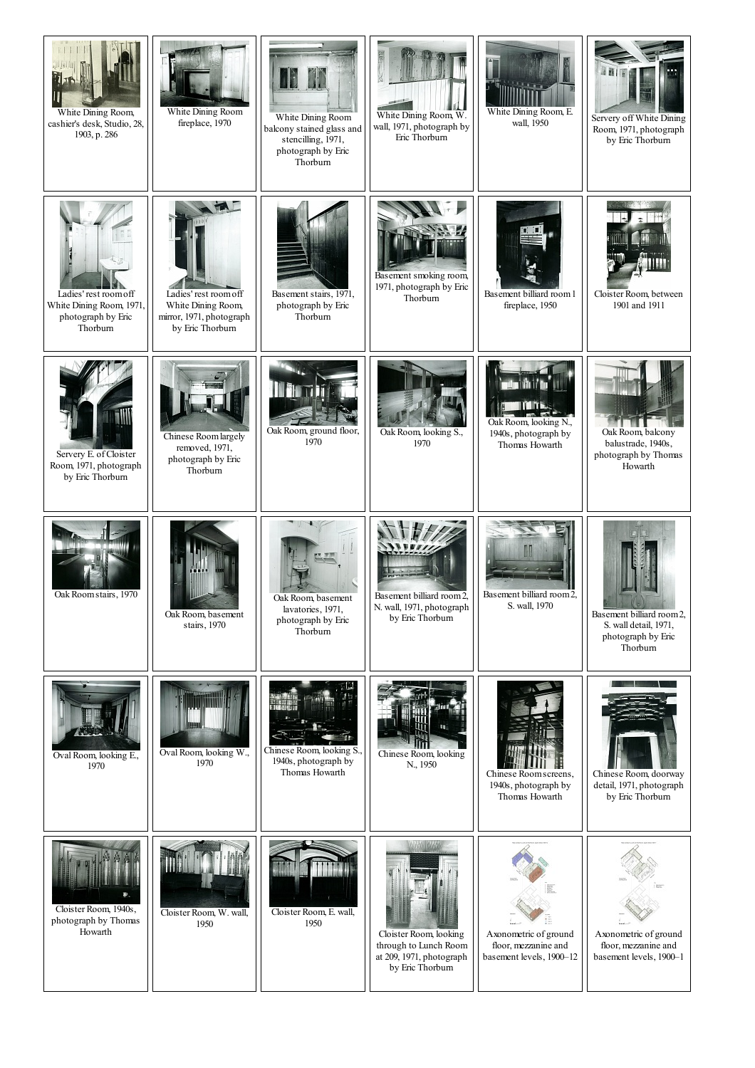| | | | | | |
|---|---|---|---|---|---|
| White Dining Room, cashier's desk, Studio, 28, 1903, p. 286 | White Dining Room fireplace, 1970 | White Dining Room balcony stained glass and stencilling, 1971, photograph by Eric Thorburn | White Dining Room, W. wall, 1971, photograph by Eric Thorburn | White Dining Room, E. wall, 1950 | Servery off White Dining Room, 1971, photograph by Eric Thorburn |
| Ladies' rest room off White Dining Room, 1971, photograph by Eric Thorburn | Ladies' rest room off White Dining Room, mirror, 1971, photograph by Eric Thorburn | Basement stairs, 1971, photograph by Eric Thorburn | Basement smoking room, 1971, photograph by Eric Thorburn | Basement billiard room 1 fireplace, 1950 | Cloister Room, between 1901 and 1911 |
| Servery E. of Cloister Room, 1971, photograph by Eric Thorburn | Chinese Room largely removed, 1971, photograph by Eric Thorburn | Oak Room, ground floor, 1970 | Oak Room, looking S., 1970 | Oak Room, looking N., 1940s, photograph by Thomas Howarth | Oak Room, balcony balustrade, 1940s, photograph by Thomas Howarth |
| Oak Room stairs, 1970 | Oak Room, basement stairs, 1970 | Oak Room, basement lavatories, 1971, photograph by Eric Thorburn | Basement billiard room 2, N. wall, 1971, photograph by Eric Thorburn | Basement billiard room 2, S. wall, 1970 | Basement billiard room 2, S. wall detail, 1971, photograph by Eric Thorburn |
| Oval Room, looking E., 1970 | Oval Room, looking W., 1970 | Chinese Room, looking S., 1940s, photograph by Thomas Howarth | Chinese Room, looking N., 1950 | Chinese Room screens, 1940s, photograph by Thomas Howarth | Chinese Room, doorway detail, 1971, photograph by Eric Thorburn |
| Cloister Room, 1940s, photograph by Thomas Howarth | Cloister Room, W. wall, 1950 | Cloister Room, E. wall, 1950 | Cloister Room, looking through to Lunch Room at 209, 1971, photograph by Eric Thorburn | Axonometric of ground floor, mezzanine and basement levels, 1900–12 | Axonometric of ground floor, mezzanine and basement levels, 1900–1 |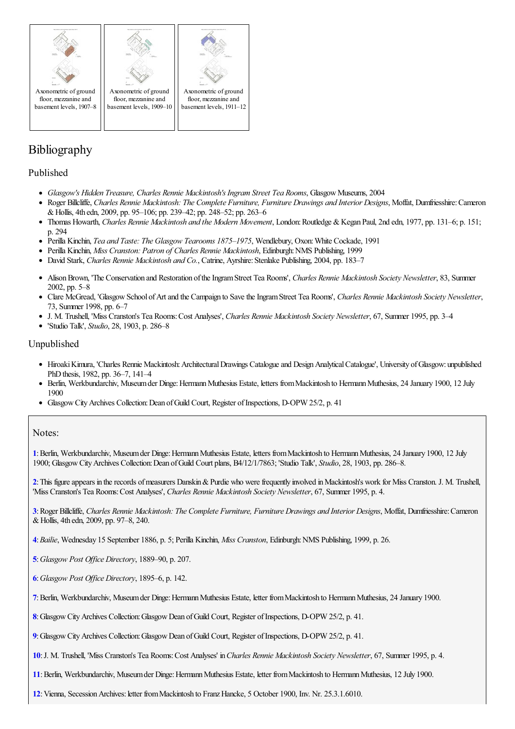Axonometric of ground floor, mezzanine and basement levels, 1907–8

Axonometric of ground floor, mezzanine and basement levels, 1909–10

Axonometric of ground floor, mezzanine and basement levels, 1911–12

# Bibliography

## Published

- *Glasgow's Hidden Treasure, Charles Rennie Mackintosh's Ingram Street Tea Rooms*, Glasgow Museums, 2004
- Roger Billcliffe, *Charles Rennie Mackintosh: The Complete Furniture, Furniture Drawings and Interior Designs*, Moffat, Dumfriesshire: Cameron & Hollis, 4th edn, 2009, pp. 95–106; pp. 239–42; pp. 248–52; pp. 263–6
- Thomas Howarth, *Charles Rennie Mackintosh and the Modern Movement*, London: Routledge & Kegan Paul, 2nd edn, 1977, pp. 131–6; p. 151; p. 294
- Perilla Kinchin, *Tea and Taste: The Glasgow Tearooms 1875–1975*, Wendlebury, Oxon: White Cockade, 1991
- Perilla Kinchin, *Miss Cranston: Patron of Charles Rennie Mackintosh*, Edinburgh: NMS Publishing, 1999
- David Stark, *Charles Rennie Mackintosh and Co.*, Catrine, Ayrshire: Stenlake Publishing, 2004, pp. 183–7

- Alison Brown, 'The Conservation and Restoration of the Ingram Street Tea Rooms', *Charles Rennie Mackintosh Society Newsletter*, 83, Summer 2002, pp. 5–8
- Clare McGread, 'Glasgow School of Art and the Campaign to Save the Ingram Street Tea Rooms', *Charles Rennie Mackintosh Society Newsletter*, 73, Summer 1998, pp. 6–7
- J. M. Trushell, 'Miss Cranston's Tea Rooms: Cost Analyses', *Charles Rennie Mackintosh Society Newsletter*, 67, Summer 1995, pp. 3–4
- 'Studio Talk', *Studio*, 28, 1903, p. 286–8

## Unpublished

- Hiroaki Kimura, 'Charles Rennie Mackintosh: Architectural Drawings Catalogue and Design Analytical Catalogue', University of Glasgow: unpublished PhD thesis, 1982, pp. 36–7, 141–4
- Berlin, Werkbundarchiv, Museum der Dinge: Hermann Muthesius Estate, letters from Mackintosh to Hermann Muthesius, 24 January 1900, 12 July 1900
- Glasgow City Archives Collection: Dean of Guild Court, Register of Inspections, D-OPW 25/2, p. 41

## Notes:

1: Berlin, Werkbundarchiv, Museum der Dinge: Hermann Muthesius Estate, letters from Mackintosh to Hermann Muthesius, 24 January 1900, 12 July 1900; Glasgow City Archives Collection: Dean of Guild Court plans, B4/12/1/7863; 'Studio Talk', *Studio*, 28, 1903, pp. 286–8.

2: This figure appears in the records of measurers Danskin & Purdie who were frequently involved in Mackintosh's work for Miss Cranston. J. M. Trushell, 'Miss Cranston's Tea Rooms: Cost Analyses', *Charles Rennie Mackintosh Society Newsletter*, 67, Summer 1995, p. 4.

3: Roger Billcliffe, *Charles Rennie Mackintosh: The Complete Furniture, Furniture Drawings and Interior Designs*, Moffat, Dumfriesshire: Cameron & Hollis, 4th edn, 2009, pp. 97–8, 240.

4: *Bailie*, Wednesday 15 September 1886, p. 5; Perilla Kinchin, *Miss Cranston*, Edinburgh: NMS Publishing, 1999, p. 26.

5: *Glasgow Post Office Directory*, 1889–90, p. 207.

6: *Glasgow Post Office Directory*, 1895–6, p. 142.

7: Berlin, Werkbundarchiv, Museum der Dinge: Hermann Muthesius Estate, letter from Mackintosh to Hermann Muthesius, 24 January 1900.

8: Glasgow City Archives Collection: Glasgow Dean of Guild Court, Register of Inspections, D-OPW 25/2, p. 41.

9: Glasgow City Archives Collection: Glasgow Dean of Guild Court, Register of Inspections, D-OPW 25/2, p. 41.

10: J. M. Trushell, 'Miss Cranston's Tea Rooms: Cost Analyses' in *Charles Rennie Mackintosh Society Newsletter*, 67, Summer 1995, p. 4.

11: Berlin, Werkbundarchiv, Museum der Dinge: Hermann Muthesius Estate, letter from Mackintosh to Hermann Muthesius, 12 July 1900.

12: Vienna, Secession Archives: letter from Mackintosh to Franz Hancke, 5 October 1900, Inv. Nr. 25.3.1.6010.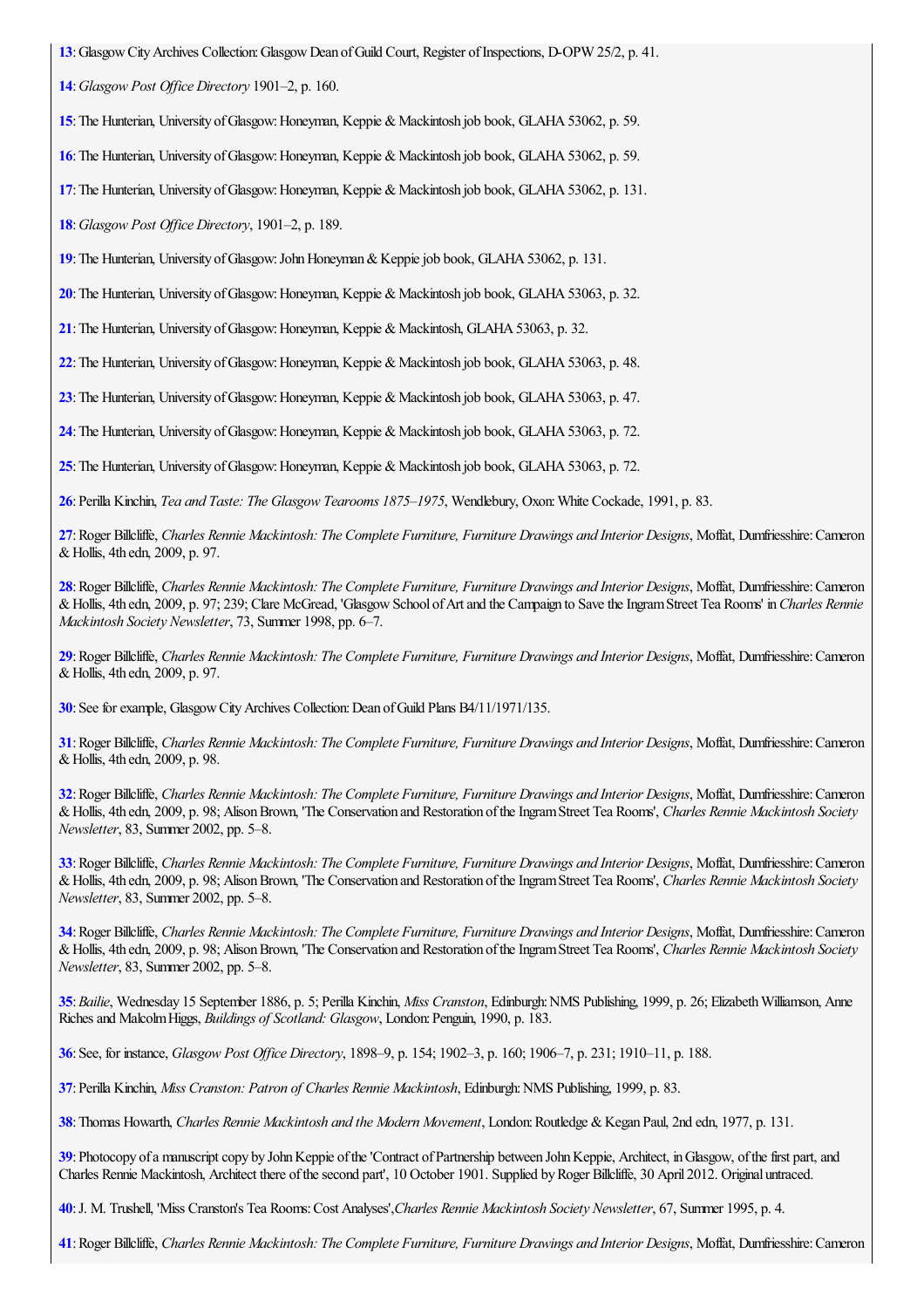**13**: Glasgow City Archives Collection: Glasgow Dean of Guild Court, Register of Inspections, D-OPW 25/2, p. 41.

**14**: *Glasgow Post Office Directory* 1901–2, p. 160.

**15**: The Hunterian, University of Glasgow: Honeyman, Keppie & Mackintosh job book, GLAHA 53062, p. 59.

**16**: The Hunterian, University of Glasgow: Honeyman, Keppie & Mackintosh job book, GLAHA 53062, p. 59.

**17**: The Hunterian, University of Glasgow: Honeyman, Keppie & Mackintosh job book, GLAHA 53062, p. 131.

**18**: *Glasgow Post Office Directory*, 1901–2, p. 189.

**19**: The Hunterian, University of Glasgow: John Honeyman & Keppie job book, GLAHA 53062, p. 131.

**20**: The Hunterian, University of Glasgow: Honeyman, Keppie & Mackintosh job book, GLAHA 53063, p. 32.

**21**: The Hunterian, University of Glasgow: Honeyman, Keppie & Mackintosh, GLAHA 53063, p. 32.

**22**: The Hunterian, University of Glasgow: Honeyman, Keppie & Mackintosh job book, GLAHA 53063, p. 48.

**23**: The Hunterian, University of Glasgow: Honeyman, Keppie & Mackintosh job book, GLAHA 53063, p. 47.

**24**: The Hunterian, University of Glasgow: Honeyman, Keppie & Mackintosh job book, GLAHA 53063, p. 72.

**25**: The Hunterian, University of Glasgow: Honeyman, Keppie & Mackintosh job book, GLAHA 53063, p. 72.

**26**: Perilla Kinchin, *Tea and Taste: The Glasgow Tearooms 1875–1975*, Wendlebury, Oxon: White Cockade, 1991, p. 83.

**27**: Roger Billcliffe, *Charles Rennie Mackintosh: The Complete Furniture, Furniture Drawings and Interior Designs*, Moffat, Dumfriesshire: Cameron & Hollis, 4th edn, 2009, p. 97.

**28**: Roger Billcliffe, *Charles Rennie Mackintosh: The Complete Furniture, Furniture Drawings and Interior Designs*, Moffat, Dumfriesshire: Cameron & Hollis, 4th edn, 2009, p. 97; 239; Clare McGread, 'Glasgow School of Art and the Campaign to Save the Ingram Street Tea Rooms' in *Charles Rennie Mackintosh Society Newsletter*, 73, Summer 1998, pp. 6–7.

**29**: Roger Billcliffe, *Charles Rennie Mackintosh: The Complete Furniture, Furniture Drawings and Interior Designs*, Moffat, Dumfriesshire: Cameron & Hollis, 4th edn, 2009, p. 97.

**30**: See for example, Glasgow City Archives Collection: Dean of Guild Plans B4/11/1971/135.

**31**: Roger Billcliffe, *Charles Rennie Mackintosh: The Complete Furniture, Furniture Drawings and Interior Designs*, Moffat, Dumfriesshire: Cameron & Hollis, 4th edn, 2009, p. 98.

**32**: Roger Billcliffe, *Charles Rennie Mackintosh: The Complete Furniture, Furniture Drawings and Interior Designs*, Moffat, Dumfriesshire: Cameron & Hollis, 4th edn, 2009, p. 98; Alison Brown, 'The Conservation and Restoration of the Ingram Street Tea Rooms', *Charles Rennie Mackintosh Society Newsletter*, 83, Summer 2002, pp. 5–8.

**33**: Roger Billcliffe, *Charles Rennie Mackintosh: The Complete Furniture, Furniture Drawings and Interior Designs*, Moffat, Dumfriesshire: Cameron & Hollis, 4th edn, 2009, p. 98; Alison Brown, 'The Conservation and Restoration of the Ingram Street Tea Rooms', *Charles Rennie Mackintosh Society Newsletter*, 83, Summer 2002, pp. 5–8.

**34**: Roger Billcliffe, *Charles Rennie Mackintosh: The Complete Furniture, Furniture Drawings and Interior Designs*, Moffat, Dumfriesshire: Cameron & Hollis, 4th edn, 2009, p. 98; Alison Brown, 'The Conservation and Restoration of the Ingram Street Tea Rooms', *Charles Rennie Mackintosh Society Newsletter*, 83, Summer 2002, pp. 5–8.

**35**: *Bailie*, Wednesday 15 September 1886, p. 5; Perilla Kinchin, *Miss Cranston*, Edinburgh: NMS Publishing, 1999, p. 26; Elizabeth Williamson, Anne Riches and Malcolm Higgs, *Buildings of Scotland: Glasgow*, London: Penguin, 1990, p. 183.

**36**: See, for instance, *Glasgow Post Office Directory*, 1898–9, p. 154; 1902–3, p. 160; 1906–7, p. 231; 1910–11, p. 188.

**37**: Perilla Kinchin, *Miss Cranston: Patron of Charles Rennie Mackintosh*, Edinburgh: NMS Publishing, 1999, p. 83.

**38**: Thomas Howarth, *Charles Rennie Mackintosh and the Modern Movement*, London: Routledge & Kegan Paul, 2nd edn, 1977, p. 131.

**39**: Photocopy of a manuscript copy by John Keppie of the 'Contract of Partnership between John Keppie, Architect, in Glasgow, of the first part, and Charles Rennie Mackintosh, Architect there of the second part', 10 October 1901. Supplied by Roger Billcliffe, 30 April 2012. Original untraced.

**40**: J. M. Trushell, 'Miss Cranston's Tea Rooms: Cost Analyses', *Charles Rennie Mackintosh Society Newsletter*, 67, Summer 1995, p. 4.

**41**: Roger Billcliffe, *Charles Rennie Mackintosh: The Complete Furniture, Furniture Drawings and Interior Designs*, Moffat, Dumfriesshire: Cameron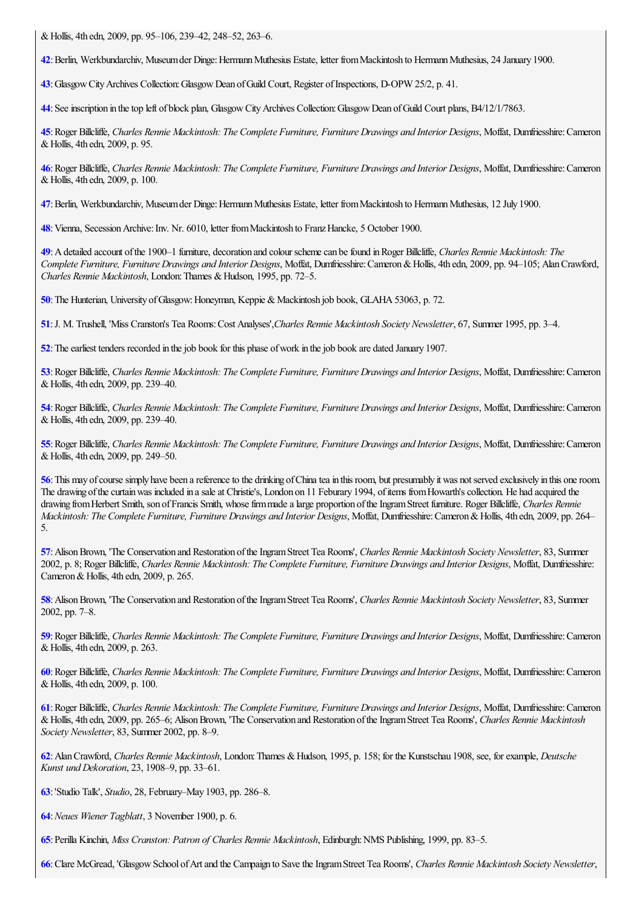& Hollis, 4th edn, 2009, pp. 95–106, 239–42, 248–52, 263–6.

**42**: Berlin, Werkbundarchiv, Museum der Dinge: Hermann Muthesius Estate, letter from Mackintosh to Hermann Muthesius, 24 January 1900.

**43**: Glasgow City Archives Collection: Glasgow Dean of Guild Court, Register of Inspections, D-OPW 25/2, p. 41.

**44**: See inscription in the top left of block plan, Glasgow City Archives Collection: Glasgow Dean of Guild Court plans, B4/12/1/7863.

**45**: Roger Billcliffe, *Charles Rennie Mackintosh: The Complete Furniture, Furniture Drawings and Interior Designs*, Moffat, Dumfriesshire: Cameron & Hollis, 4th edn, 2009, p. 95.

**46**: Roger Billcliffe, *Charles Rennie Mackintosh: The Complete Furniture, Furniture Drawings and Interior Designs*, Moffat, Dumfriesshire: Cameron & Hollis, 4th edn, 2009, p. 100.

**47**: Berlin, Werkbundarchiv, Museum der Dinge: Hermann Muthesius Estate, letter from Mackintosh to Hermann Muthesius, 12 July 1900.

**48**: Vienna, Secession Archive: Inv. Nr. 6010, letter from Mackintosh to Franz Hancke, 5 October 1900.

**49**: A detailed account of the 1900–1 furniture, decoration and colour scheme can be found in Roger Billcliffe, *Charles Rennie Mackintosh: The Complete Furniture, Furniture Drawings and Interior Designs*, Moffat, Dumfriesshire: Cameron & Hollis, 4th edn, 2009, pp. 94–105; Alan Crawford, *Charles Rennie Mackintosh*, London: Thames & Hudson, 1995, pp. 72–5.

**50**: The Hunterian, University of Glasgow: Honeyman, Keppie & Mackintosh job book, GLAHA 53063, p. 72.

**51**: J. M. Trushell, 'Miss Cranston's Tea Rooms: Cost Analyses',*Charles Rennie Mackintosh Society Newsletter*, 67, Summer 1995, pp. 3–4.

**52**: The earliest tenders recorded in the job book for this phase of work in the job book are dated January 1907.

**53**: Roger Billcliffe, *Charles Rennie Mackintosh: The Complete Furniture, Furniture Drawings and Interior Designs*, Moffat, Dumfriesshire: Cameron & Hollis, 4th edn, 2009, pp. 239–40.

**54**: Roger Billcliffe, *Charles Rennie Mackintosh: The Complete Furniture, Furniture Drawings and Interior Designs*, Moffat, Dumfriesshire: Cameron & Hollis, 4th edn, 2009, pp. 239–40.

**55**: Roger Billcliffe, *Charles Rennie Mackintosh: The Complete Furniture, Furniture Drawings and Interior Designs*, Moffat, Dumfriesshire: Cameron & Hollis, 4th edn, 2009, pp. 249–50.

**56**: This may of course simply have been a reference to the drinking of China tea in this room, but presumably it was not served exclusively in this one room. The drawing of the curtain was included in a sale at Christie's, London on 11 Feburary 1994, of items from Howarth's collection. He had acquired the drawing from Herbert Smith, son of Francis Smith, whose firm made a large proportion of the Ingram Street furniture. Roger Billcliffe, *Charles Rennie Mackintosh: The Complete Furniture, Furniture Drawings and Interior Designs*, Moffat, Dumfriesshire: Cameron & Hollis, 4th edn, 2009, pp. 264–5.

**57**: Alison Brown, 'The Conservation and Restoration of the Ingram Street Tea Rooms', *Charles Rennie Mackintosh Society Newsletter*, 83, Summer 2002, p. 8; Roger Billcliffe, *Charles Rennie Mackintosh: The Complete Furniture, Furniture Drawings and Interior Designs*, Moffat, Dumfriesshire: Cameron & Hollis, 4th edn, 2009, p. 265.

**58**: Alison Brown, 'The Conservation and Restoration of the Ingram Street Tea Rooms', *Charles Rennie Mackintosh Society Newsletter*, 83, Summer 2002, pp. 7–8.

**59**: Roger Billcliffe, *Charles Rennie Mackintosh: The Complete Furniture, Furniture Drawings and Interior Designs*, Moffat, Dumfriesshire: Cameron & Hollis, 4th edn, 2009, p. 263.

**60**: Roger Billcliffe, *Charles Rennie Mackintosh: The Complete Furniture, Furniture Drawings and Interior Designs*, Moffat, Dumfriesshire: Cameron & Hollis, 4th edn, 2009, p. 100.

**61**: Roger Billcliffe, *Charles Rennie Mackintosh: The Complete Furniture, Furniture Drawings and Interior Designs*, Moffat, Dumfriesshire: Cameron & Hollis, 4th edn, 2009, pp. 265–6; Alison Brown, 'The Conservation and Restoration of the Ingram Street Tea Rooms', *Charles Rennie Mackintosh Society Newsletter*, 83, Summer 2002, pp. 8–9.

**62**: Alan Crawford, *Charles Rennie Mackintosh*, London: Thames & Hudson, 1995, p. 158; for the Kunstschau 1908, see, for example, *Deutsche Kunst und Dekoration*, 23, 1908–9, pp. 33–61.

**63**: 'Studio Talk', *Studio*, 28, February–May 1903, pp. 286–8.

**64**: *Neues Wiener Tagblatt*, 3 November 1900, p. 6.

**65**: Perilla Kinchin, *Miss Cranston: Patron of Charles Rennie Mackintosh*, Edinburgh: NMS Publishing, 1999, pp. 83–5.

**66**: Clare McGread, 'Glasgow School of Art and the Campaign to Save the Ingram Street Tea Rooms', *Charles Rennie Mackintosh Society Newsletter*,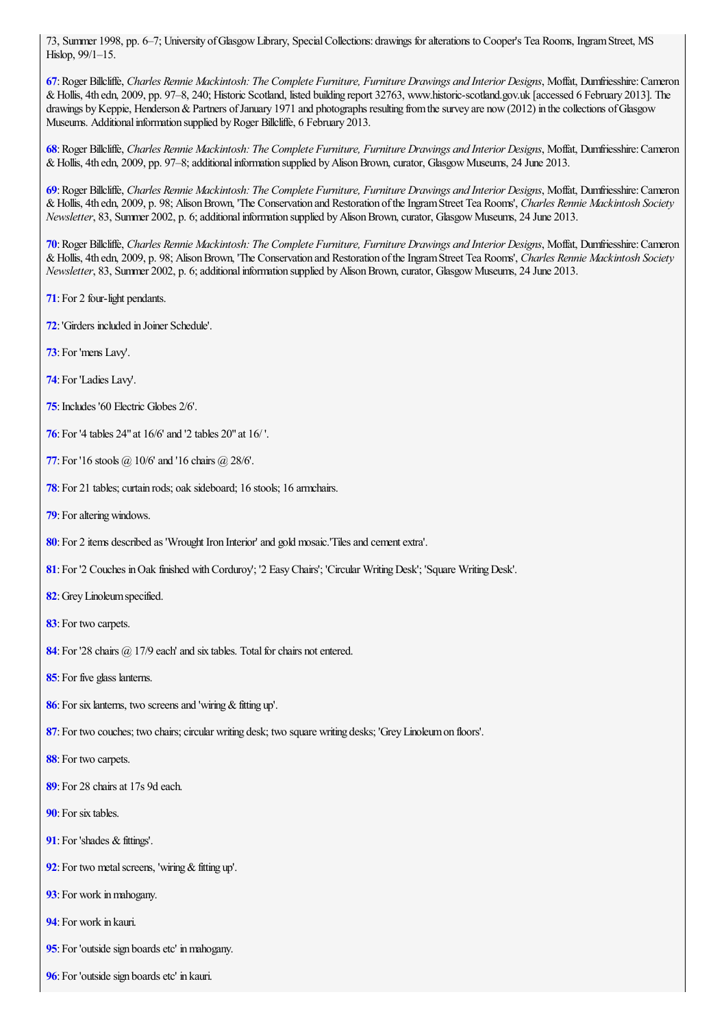73, Summer 1998, pp. 6–7; University of Glasgow Library, Special Collections: drawings for alterations to Cooper's Tea Rooms, Ingram Street, MS Hislop, 99/1–15.

**67**: Roger Billcliffe, *Charles Rennie Mackintosh: The Complete Furniture, Furniture Drawings and Interior Designs*, Moffat, Dumfriesshire: Cameron & Hollis, 4th edn, 2009, pp. 97–8, 240; Historic Scotland, listed building report 32763, www.historic-scotland.gov.uk [accessed 6 February 2013]. The drawings by Keppie, Henderson & Partners of January 1971 and photographs resulting from the survey are now (2012) in the collections of Glasgow Museums. Additional information supplied by Roger Billcliffe, 6 February 2013.

**68**: Roger Billcliffe, *Charles Rennie Mackintosh: The Complete Furniture, Furniture Drawings and Interior Designs*, Moffat, Dumfriesshire: Cameron & Hollis, 4th edn, 2009, pp. 97–8; additional information supplied by Alison Brown, curator, Glasgow Museums, 24 June 2013.

**69**: Roger Billcliffe, *Charles Rennie Mackintosh: The Complete Furniture, Furniture Drawings and Interior Designs*, Moffat, Dumfriesshire: Cameron & Hollis, 4th edn, 2009, p. 98; Alison Brown, 'The Conservation and Restoration of the Ingram Street Tea Rooms', *Charles Rennie Mackintosh Society Newsletter*, 83, Summer 2002, p. 6; additional information supplied by Alison Brown, curator, Glasgow Museums, 24 June 2013.

**70**: Roger Billcliffe, *Charles Rennie Mackintosh: The Complete Furniture, Furniture Drawings and Interior Designs*, Moffat, Dumfriesshire: Cameron & Hollis, 4th edn, 2009, p. 98; Alison Brown, 'The Conservation and Restoration of the Ingram Street Tea Rooms', *Charles Rennie Mackintosh Society Newsletter*, 83, Summer 2002, p. 6; additional information supplied by Alison Brown, curator, Glasgow Museums, 24 June 2013.

**71**: For 2 four-light pendants.

**72**: 'Girders included in Joiner Schedule'.

**73**: For 'mens Lavy'.

**74**: For 'Ladies Lavy'.

**75**: Includes '60 Electric Globes 2/6'.

**76**: For '4 tables 24" at 16/6' and '2 tables 20" at 16/ '.

**77**: For '16 stools @ 10/6' and '16 chairs @ 28/6'.

**78**: For 21 tables; curtain rods; oak sideboard; 16 stools; 16 armchairs.

**79**: For altering windows.

**80**: For 2 items described as 'Wrought Iron Interior' and gold mosaic.'Tiles and cement extra'.

**81**: For '2 Couches in Oak finished with Corduroy'; '2 Easy Chairs'; 'Circular Writing Desk'; 'Square Writing Desk'.

**82**: Grey Linoleum specified.

**83**: For two carpets.

**84**: For '28 chairs @ 17/9 each' and six tables. Total for chairs not entered.

**85**: For five glass lanterns.

**86**: For six lanterns, two screens and 'wiring & fitting up'.

**87**: For two couches; two chairs; circular writing desk; two square writing desks; 'Grey Linoleum on floors'.

**88**: For two carpets.

**89**: For 28 chairs at 17s 9d each.

**90**: For six tables.

**91**: For 'shades & fittings'.

**92**: For two metal screens, 'wiring & fitting up'.

**93**: For work in mahogany.

**94**: For work in kauri.

**95**: For 'outside sign boards etc' in mahogany.

**96**: For 'outside sign boards etc' in kauri.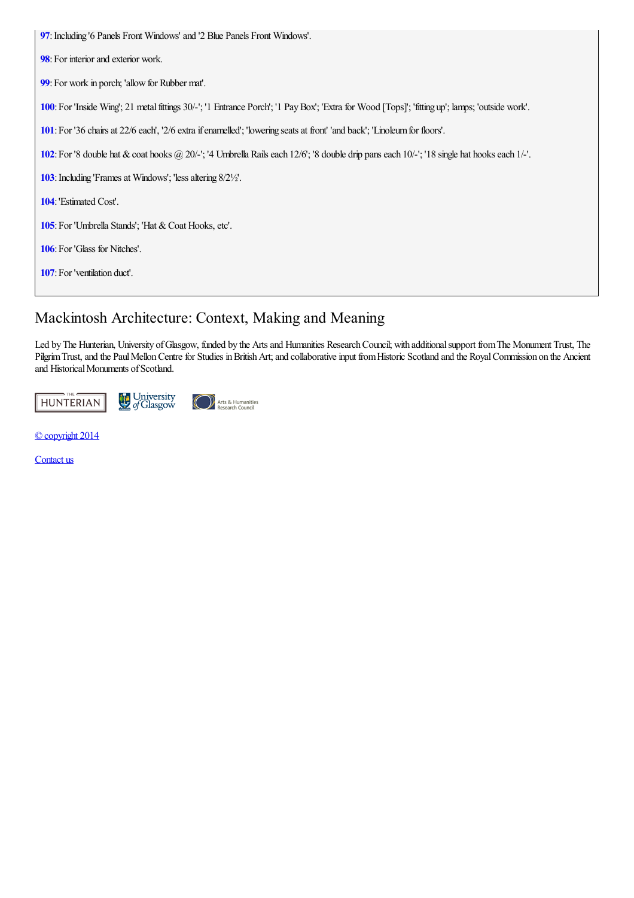**97**: Including '6 Panels Front Windows' and '2 Blue Panels Front Windows'.

**98**: For interior and exterior work.

**99**: For work in porch; 'allow for Rubber mat'.

**100**: For 'Inside Wing'; 21 metal fittings 30/-'; '1 Entrance Porch'; '1 Pay Box'; 'Extra for Wood [Tops]'; 'fitting up'; lamps; 'outside work'.

**101**: For '36 chairs at 22/6 each', '2/6 extra if enamelled'; 'lowering seats at front' 'and back'; 'Linoleum for floors'.

**102**: For '8 double hat & coat hooks @ 20/-'; '4 Umbrella Rails each 12/6'; '8 double drip pans each 10/-'; '18 single hat hooks each 1/-'.

**103**: Including 'Frames at Windows'; 'less altering 8/2½'.

**104**: 'Estimated Cost'.

**105**: For 'Umbrella Stands'; 'Hat & Coat Hooks, etc'.

**106**: For 'Glass for Nitches'.

**107**: For 'ventilation duct'.

## Mackintosh Architecture: Context, Making and Meaning

Led by The Hunterian, University of Glasgow, funded by the Arts and Humanities Research Council; with additional support from The Monument Trust, The Pilgrim Trust, and the Paul Mellon Centre for Studies in British Art; and collaborative input from Historic Scotland and the Royal Commission on the Ancient and Historical Monuments of Scotland.

THE HUNTERIAN University of Glasgow Arts & Humanities Research Council

© copyright 2014

Contact us